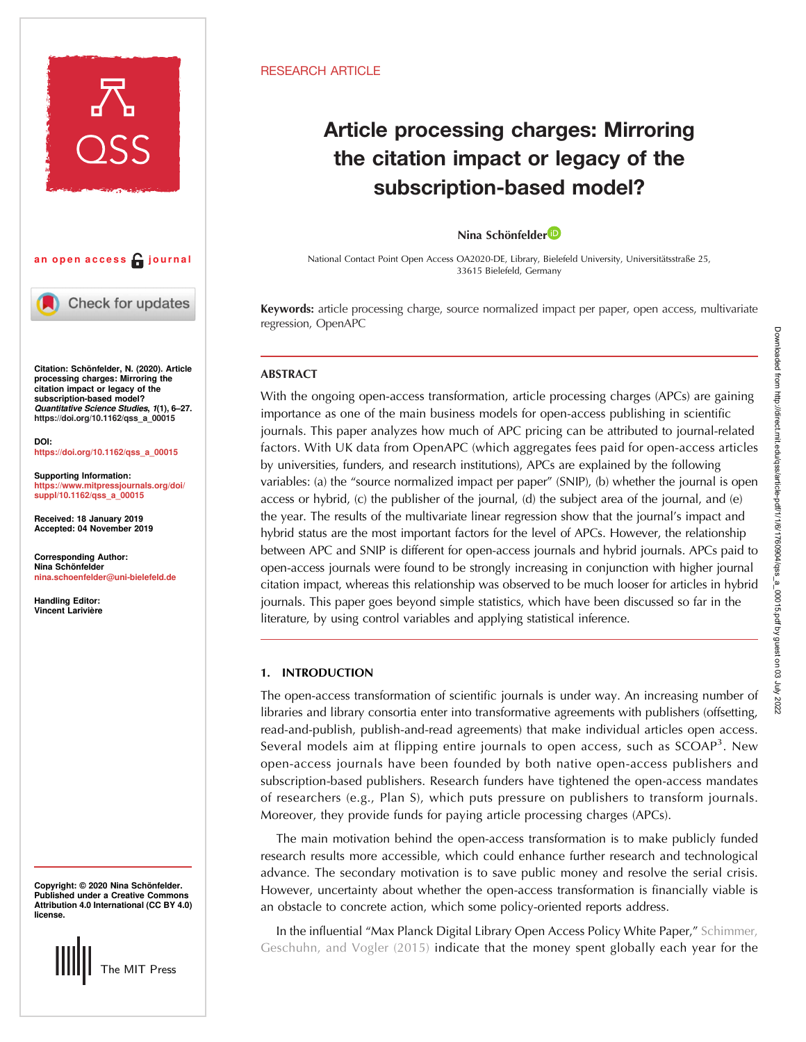RESEARCH ARTICLE

# Article processing charges: Mirroring the citation impact or legacy of the subscription-based model?

Nina Schönfelder

National Contact Point Open Access OA2020-DE, Library, Bielefeld University, Universitätsstraße 25, 33615 Bielefeld, Germany

an open access journal

**Citation:** Schönfelder, N. (2020). Article processing charges: Mirroring the citation impact or legacy of the subscription-based model? *Quantitative Science Studies*, *1*(1), 6–27. https://doi.org/10.1162/qss_a_00015

**DOI:**
https://doi.org/10.1162/qss_a_00015

**Supporting Information:**
https://www.mitpressjournals.org/doi/suppl/10.1162/qss_a_00015

**Received:** 18 January 2019
**Accepted:** 04 November 2019

**Corresponding Author:**
Nina Schönfelder
nina.schoenfelder@uni-bielefeld.de

**Handling Editor:**
Vincent Larivière

**Copyright:** © 2020 Nina Schönfelder. Published under a Creative Commons Attribution 4.0 International (CC BY 4.0) license.

The MIT Press

**Keywords:** article processing charge, source normalized impact per paper, open access, multivariate regression, OpenAPC

## ABSTRACT

With the ongoing open-access transformation, article processing charges (APCs) are gaining importance as one of the main business models for open-access publishing in scientific journals. This paper analyzes how much of APC pricing can be attributed to journal-related factors. With UK data from OpenAPC (which aggregates fees paid for open-access articles by universities, funders, and research institutions), APCs are explained by the following variables: (a) the "source normalized impact per paper" (SNIP), (b) whether the journal is open access or hybrid, (c) the publisher of the journal, (d) the subject area of the journal, and (e) the year. The results of the multivariate linear regression show that the journal's impact and hybrid status are the most important factors for the level of APCs. However, the relationship between APC and SNIP is different for open-access journals and hybrid journals. APCs paid to open-access journals were found to be strongly increasing in conjunction with higher journal citation impact, whereas this relationship was observed to be much looser for articles in hybrid journals. This paper goes beyond simple statistics, which have been discussed so far in the literature, by using control variables and applying statistical inference.

## 1. INTRODUCTION

The open-access transformation of scientific journals is under way. An increasing number of libraries and library consortia enter into transformative agreements with publishers (offsetting, read-and-publish, publish-and-read agreements) that make individual articles open access. Several models aim at flipping entire journals to open access, such as SCOAP[3]. New open-access journals have been founded by both native open-access publishers and subscription-based publishers. Research funders have tightened the open-access mandates of researchers (e.g., Plan S), which puts pressure on publishers to transform journals. Moreover, they provide funds for paying article processing charges (APCs).

The main motivation behind the open-access transformation is to make publicly funded research results more accessible, which could enhance further research and technological advance. The secondary motivation is to save public money and resolve the serial crisis. However, uncertainty about whether the open-access transformation is financially viable is an obstacle to concrete action, which some policy-oriented reports address.

In the influential "Max Planck Digital Library Open Access Policy White Paper," Schimmer, Geschuhn, and Vogler (2015) indicate that the money spent globally each year for the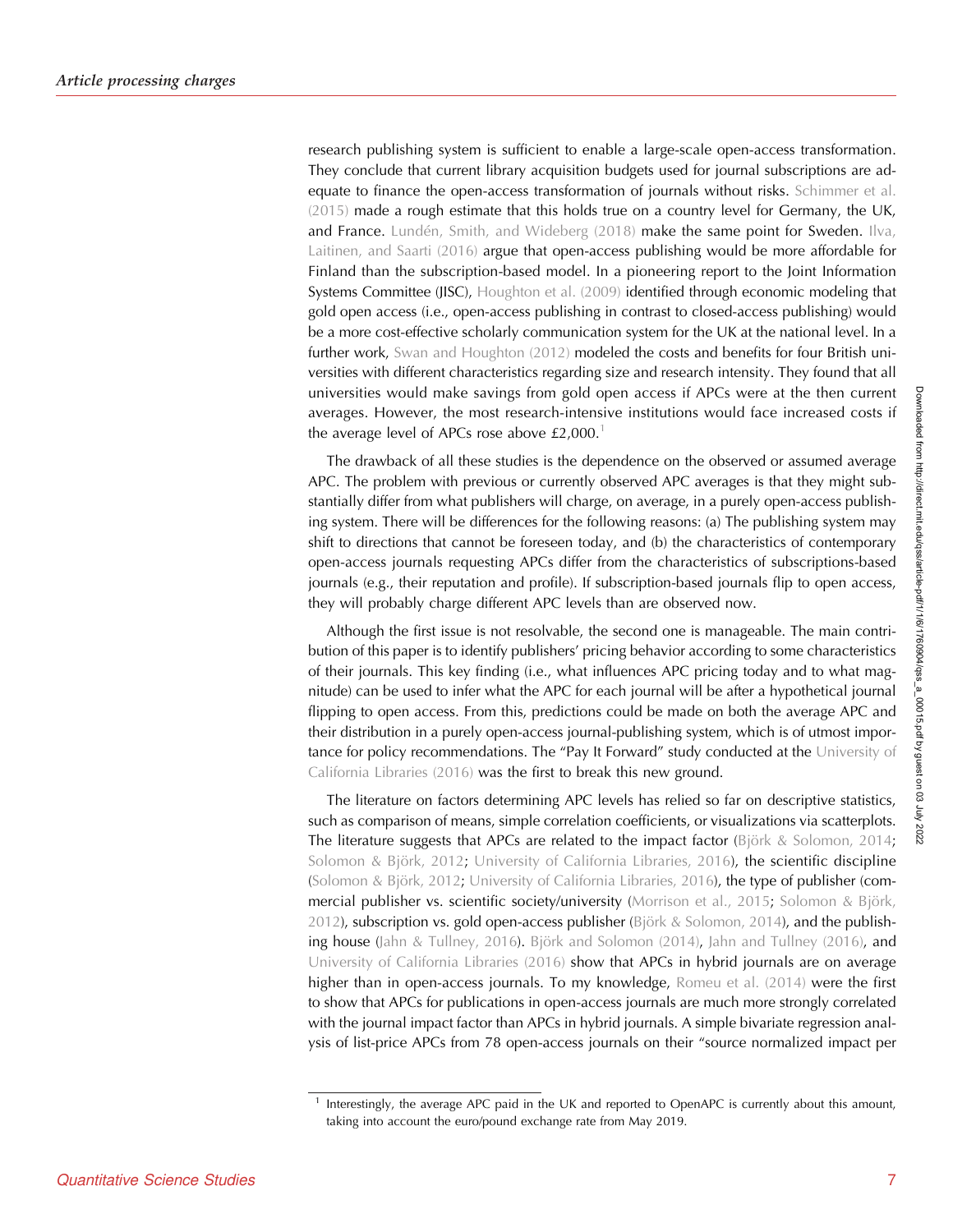research publishing system is sufficient to enable a large-scale open-access transformation. They conclude that current library acquisition budgets used for journal subscriptions are adequate to finance the open-access transformation of journals without risks. Schimmer et al. (2015) made a rough estimate that this holds true on a country level for Germany, the UK, and France. Lundén, Smith, and Wideberg (2018) make the same point for Sweden. Ilva, Laitinen, and Saarti (2016) argue that open-access publishing would be more affordable for Finland than the subscription-based model. In a pioneering report to the Joint Information Systems Committee (JISC), Houghton et al. (2009) identified through economic modeling that gold open access (i.e., open-access publishing in contrast to closed-access publishing) would be a more cost-effective scholarly communication system for the UK at the national level. In a further work, Swan and Houghton (2012) modeled the costs and benefits for four British universities with different characteristics regarding size and research intensity. They found that all universities would make savings from gold open access if APCs were at the then current averages. However, the most research-intensive institutions would face increased costs if the average level of APCs rose above £2,000.[1]

The drawback of all these studies is the dependence on the observed or assumed average APC. The problem with previous or currently observed APC averages is that they might substantially differ from what publishers will charge, on average, in a purely open-access publishing system. There will be differences for the following reasons: (a) The publishing system may shift to directions that cannot be foreseen today, and (b) the characteristics of contemporary open-access journals requesting APCs differ from the characteristics of subscriptions-based journals (e.g., their reputation and profile). If subscription-based journals flip to open access, they will probably charge different APC levels than are observed now.

Although the first issue is not resolvable, the second one is manageable. The main contribution of this paper is to identify publishers' pricing behavior according to some characteristics of their journals. This key finding (i.e., what influences APC pricing today and to what magnitude) can be used to infer what the APC for each journal will be after a hypothetical journal flipping to open access. From this, predictions could be made on both the average APC and their distribution in a purely open-access journal-publishing system, which is of utmost importance for policy recommendations. The "Pay It Forward" study conducted at the University of California Libraries (2016) was the first to break this new ground.

The literature on factors determining APC levels has relied so far on descriptive statistics, such as comparison of means, simple correlation coefficients, or visualizations via scatterplots. The literature suggests that APCs are related to the impact factor (Björk & Solomon, 2014; Solomon & Björk, 2012; University of California Libraries, 2016), the scientific discipline (Solomon & Björk, 2012; University of California Libraries, 2016), the type of publisher (commercial publisher vs. scientific society/university (Morrison et al., 2015; Solomon & Björk, 2012), subscription vs. gold open-access publisher (Björk & Solomon, 2014), and the publishing house (Jahn & Tullney, 2016). Björk and Solomon (2014), Jahn and Tullney (2016), and University of California Libraries (2016) show that APCs in hybrid journals are on average higher than in open-access journals. To my knowledge, Romeu et al. (2014) were the first to show that APCs for publications in open-access journals are much more strongly correlated with the journal impact factor than APCs in hybrid journals. A simple bivariate regression analysis of list-price APCs from 78 open-access journals on their "source normalized impact per

---

[1] Interestingly, the average APC paid in the UK and reported to OpenAPC is currently about this amount, taking into account the euro/pound exchange rate from May 2019.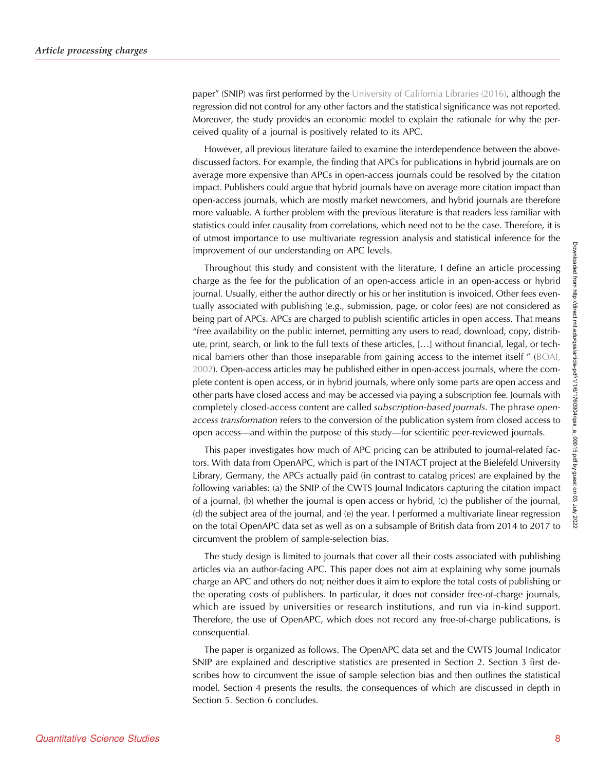paper" (SNIP) was first performed by the University of California Libraries (2016), although the regression did not control for any other factors and the statistical significance was not reported. Moreover, the study provides an economic model to explain the rationale for why the perceived quality of a journal is positively related to its APC.

However, all previous literature failed to examine the interdependence between the above-discussed factors. For example, the finding that APCs for publications in hybrid journals are on average more expensive than APCs in open-access journals could be resolved by the citation impact. Publishers could argue that hybrid journals have on average more citation impact than open-access journals, which are mostly market newcomers, and hybrid journals are therefore more valuable. A further problem with the previous literature is that readers less familiar with statistics could infer causality from correlations, which need not to be the case. Therefore, it is of utmost importance to use multivariate regression analysis and statistical inference for the improvement of our understanding on APC levels.

Throughout this study and consistent with the literature, I define an article processing charge as the fee for the publication of an open-access article in an open-access or hybrid journal. Usually, either the author directly or his or her institution is invoiced. Other fees eventually associated with publishing (e.g., submission, page, or color fees) are not considered as being part of APCs. APCs are charged to publish scientific articles in open access. That means "free availability on the public internet, permitting any users to read, download, copy, distribute, print, search, or link to the full texts of these articles, […] without financial, legal, or technical barriers other than those inseparable from gaining access to the internet itself " (BOAI, 2002). Open-access articles may be published either in open-access journals, where the complete content is open access, or in hybrid journals, where only some parts are open access and other parts have closed access and may be accessed via paying a subscription fee. Journals with completely closed-access content are called *subscription-based journals*. The phrase *open-access transformation* refers to the conversion of the publication system from closed access to open access—and within the purpose of this study—for scientific peer-reviewed journals.

This paper investigates how much of APC pricing can be attributed to journal-related factors. With data from OpenAPC, which is part of the INTACT project at the Bielefeld University Library, Germany, the APCs actually paid (in contrast to catalog prices) are explained by the following variables: (a) the SNIP of the CWTS Journal Indicators capturing the citation impact of a journal, (b) whether the journal is open access or hybrid, (c) the publisher of the journal, (d) the subject area of the journal, and (e) the year. I performed a multivariate linear regression on the total OpenAPC data set as well as on a subsample of British data from 2014 to 2017 to circumvent the problem of sample-selection bias.

The study design is limited to journals that cover all their costs associated with publishing articles via an author-facing APC. This paper does not aim at explaining why some journals charge an APC and others do not; neither does it aim to explore the total costs of publishing or the operating costs of publishers. In particular, it does not consider free-of-charge journals, which are issued by universities or research institutions, and run via in-kind support. Therefore, the use of OpenAPC, which does not record any free-of-charge publications, is consequential.

The paper is organized as follows. The OpenAPC data set and the CWTS Journal Indicator SNIP are explained and descriptive statistics are presented in Section 2. Section 3 first describes how to circumvent the issue of sample selection bias and then outlines the statistical model. Section 4 presents the results, the consequences of which are discussed in depth in Section 5. Section 6 concludes.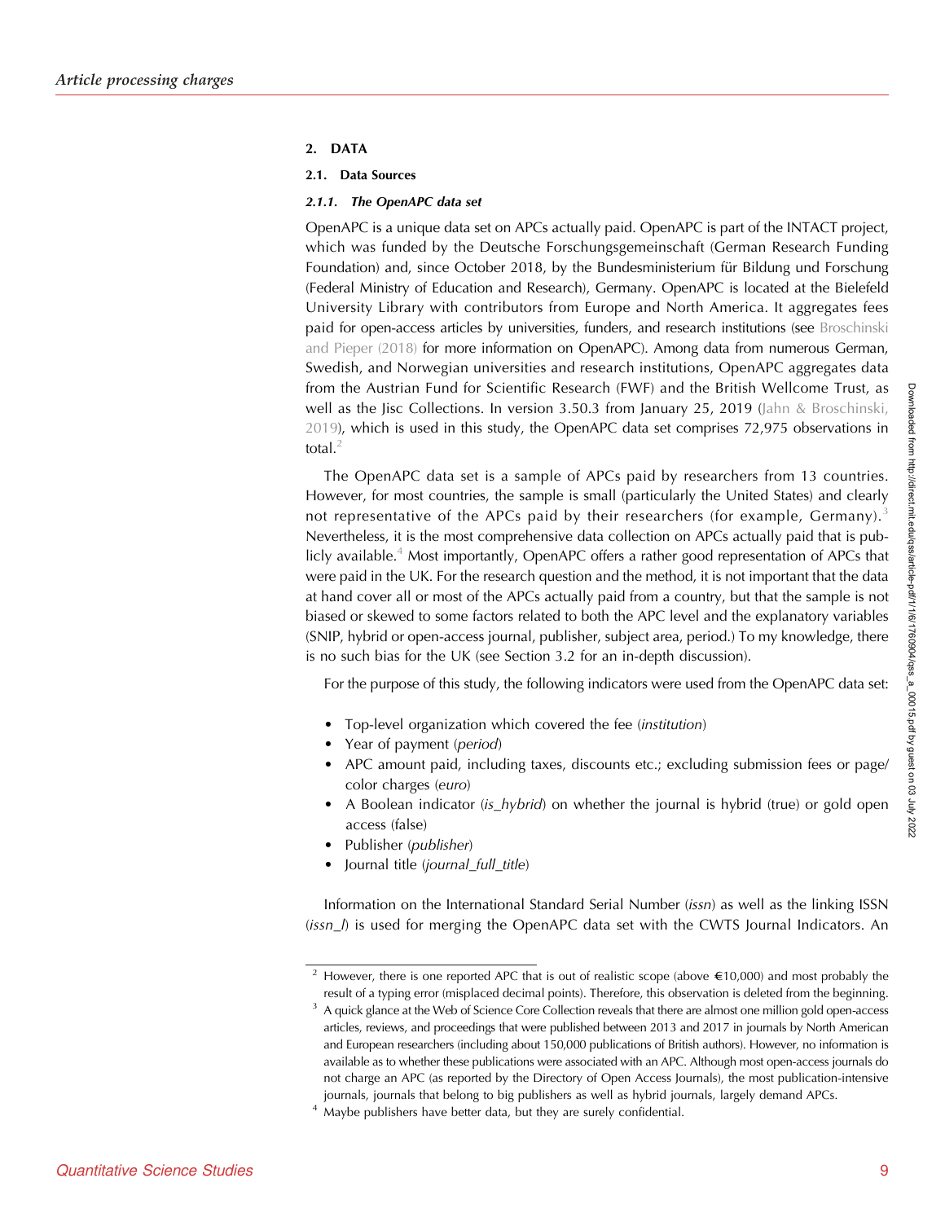## 2. DATA

### 2.1. Data Sources

#### *2.1.1. The OpenAPC data set*

OpenAPC is a unique data set on APCs actually paid. OpenAPC is part of the INTACT project, which was funded by the Deutsche Forschungsgemeinschaft (German Research Funding Foundation) and, since October 2018, by the Bundesministerium für Bildung und Forschung (Federal Ministry of Education and Research), Germany. OpenAPC is located at the Bielefeld University Library with contributors from Europe and North America. It aggregates fees paid for open-access articles by universities, funders, and research institutions (see Broschinski and Pieper (2018) for more information on OpenAPC). Among data from numerous German, Swedish, and Norwegian universities and research institutions, OpenAPC aggregates data from the Austrian Fund for Scientific Research (FWF) and the British Wellcome Trust, as well as the Jisc Collections. In version 3.50.3 from January 25, 2019 (Jahn & Broschinski, 2019), which is used in this study, the OpenAPC data set comprises 72,975 observations in total.[2]

The OpenAPC data set is a sample of APCs paid by researchers from 13 countries. However, for most countries, the sample is small (particularly the United States) and clearly not representative of the APCs paid by their researchers (for example, Germany).[3] Nevertheless, it is the most comprehensive data collection on APCs actually paid that is publicly available.[4] Most importantly, OpenAPC offers a rather good representation of APCs that were paid in the UK. For the research question and the method, it is not important that the data at hand cover all or most of the APCs actually paid from a country, but that the sample is not biased or skewed to some factors related to both the APC level and the explanatory variables (SNIP, hybrid or open-access journal, publisher, subject area, period.) To my knowledge, there is no such bias for the UK (see Section 3.2 for an in-depth discussion).

For the purpose of this study, the following indicators were used from the OpenAPC data set:

- Top-level organization which covered the fee (*institution*)
- Year of payment (*period*)
- APC amount paid, including taxes, discounts etc.; excluding submission fees or page/color charges (*euro*)
- A Boolean indicator (*is_hybrid*) on whether the journal is hybrid (true) or gold open access (false)
- Publisher (*publisher*)
- Journal title (*journal_full_title*)

Information on the International Standard Serial Number (*issn*) as well as the linking ISSN (*issn_l*) is used for merging the OpenAPC data set with the CWTS Journal Indicators. An

[2] However, there is one reported APC that is out of realistic scope (above €10,000) and most probably the result of a typing error (misplaced decimal points). Therefore, this observation is deleted from the beginning.

[3] A quick glance at the Web of Science Core Collection reveals that there are almost one million gold open-access articles, reviews, and proceedings that were published between 2013 and 2017 in journals by North American and European researchers (including about 150,000 publications of British authors). However, no information is available as to whether these publications were associated with an APC. Although most open-access journals do not charge an APC (as reported by the Directory of Open Access Journals), the most publication-intensive journals, journals that belong to big publishers as well as hybrid journals, largely demand APCs.

[4] Maybe publishers have better data, but they are surely confidential.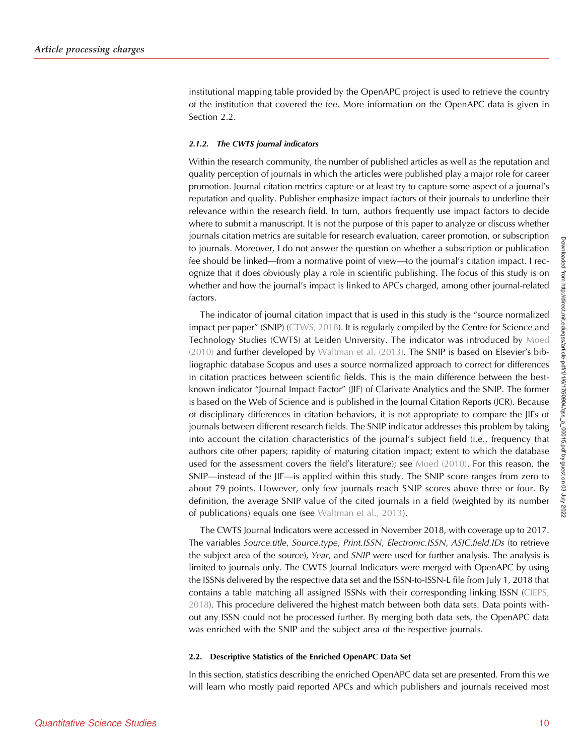institutional mapping table provided by the OpenAPC project is used to retrieve the country of the institution that covered the fee. More information on the OpenAPC data is given in Section 2.2.

#### 2.1.2. The CWTS journal indicators

Within the research community, the number of published articles as well as the reputation and quality perception of journals in which the articles were published play a major role for career promotion. Journal citation metrics capture or at least try to capture some aspect of a journal's reputation and quality. Publisher emphasize impact factors of their journals to underline their relevance within the research field. In turn, authors frequently use impact factors to decide where to submit a manuscript. It is not the purpose of this paper to analyze or discuss whether journals citation metrics are suitable for research evaluation, career promotion, or subscription to journals. Moreover, I do not answer the question on whether a subscription or publication fee should be linked—from a normative point of view—to the journal's citation impact. I recognize that it does obviously play a role in scientific publishing. The focus of this study is on whether and how the journal's impact is linked to APCs charged, among other journal-related factors.

The indicator of journal citation impact that is used in this study is the "source normalized impact per paper" (SNIP) (CTWS, 2018). It is regularly compiled by the Centre for Science and Technology Studies (CWTS) at Leiden University. The indicator was introduced by Moed (2010) and further developed by Waltman et al. (2013). The SNIP is based on Elsevier's bibliographic database Scopus and uses a source normalized approach to correct for differences in citation practices between scientific fields. This is the main difference between the best-known indicator "Journal Impact Factor" (JIF) of Clarivate Analytics and the SNIP. The former is based on the Web of Science and is published in the Journal Citation Reports (JCR). Because of disciplinary differences in citation behaviors, it is not appropriate to compare the JIFs of journals between different research fields. The SNIP indicator addresses this problem by taking into account the citation characteristics of the journal's subject field (i.e., frequency that authors cite other papers; rapidity of maturing citation impact; extent to which the database used for the assessment covers the field's literature); see Moed (2010). For this reason, the SNIP—instead of the JIF—is applied within this study. The SNIP score ranges from zero to about 79 points. However, only few journals reach SNIP scores above three or four. By definition, the average SNIP value of the cited journals in a field (weighted by its number of publications) equals one (see Waltman et al., 2013).

The CWTS Journal Indicators were accessed in November 2018, with coverage up to 2017. The variables *Source.title*, *Source.type*, *Print.ISSN*, *Electronic.ISSN*, *ASJC.field.IDs* (to retrieve the subject area of the source), *Year*, and *SNIP* were used for further analysis. The analysis is limited to journals only. The CWTS Journal Indicators were merged with OpenAPC by using the ISSNs delivered by the respective data set and the ISSN-to-ISSN-L file from July 1, 2018 that contains a table matching all assigned ISSNs with their corresponding linking ISSN (CIEPS, 2018). This procedure delivered the highest match between both data sets. Data points without any ISSN could not be processed further. By merging both data sets, the OpenAPC data was enriched with the SNIP and the subject area of the respective journals.

### 2.2. Descriptive Statistics of the Enriched OpenAPC Data Set

In this section, statistics describing the enriched OpenAPC data set are presented. From this we will learn who mostly paid reported APCs and which publishers and journals received most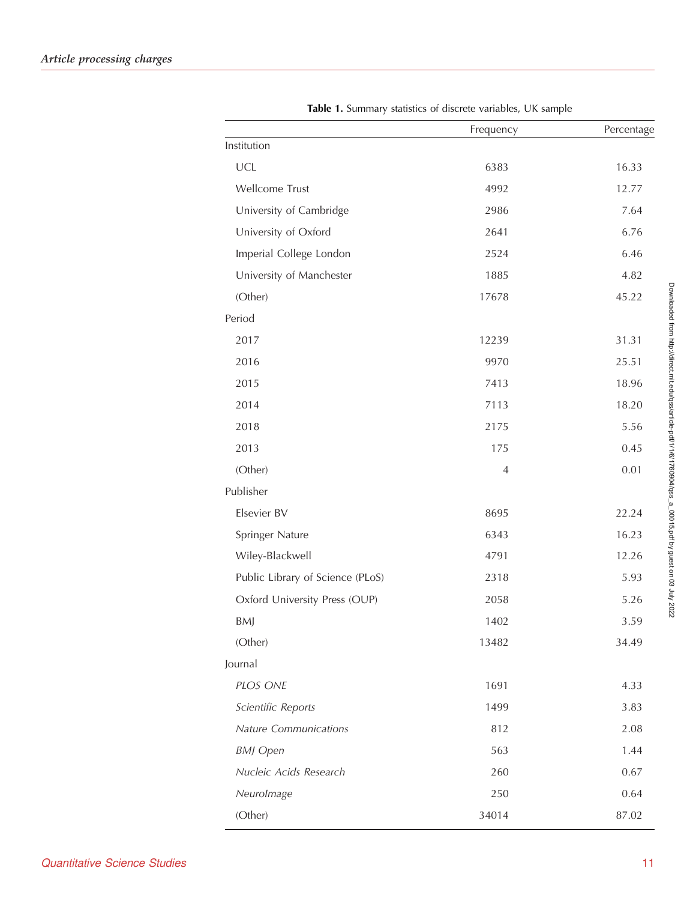**Table 1.** Summary statistics of discrete variables, UK sample

| | Frequency | Percentage |
|---|---|---|
| Institution | | |
| UCL | 6383 | 16.33 |
| Wellcome Trust | 4992 | 12.77 |
| University of Cambridge | 2986 | 7.64 |
| University of Oxford | 2641 | 6.76 |
| Imperial College London | 2524 | 6.46 |
| University of Manchester | 1885 | 4.82 |
| (Other) | 17678 | 45.22 |
| Period | | |
| 2017 | 12239 | 31.31 |
| 2016 | 9970 | 25.51 |
| 2015 | 7413 | 18.96 |
| 2014 | 7113 | 18.20 |
| 2018 | 2175 | 5.56 |
| 2013 | 175 | 0.45 |
| (Other) | 4 | 0.01 |
| Publisher | | |
| Elsevier BV | 8695 | 22.24 |
| Springer Nature | 6343 | 16.23 |
| Wiley-Blackwell | 4791 | 12.26 |
| Public Library of Science (PLoS) | 2318 | 5.93 |
| Oxford University Press (OUP) | 2058 | 5.26 |
| BMJ | 1402 | 3.59 |
| (Other) | 13482 | 34.49 |
| Journal | | |
| *PLOS ONE* | 1691 | 4.33 |
| *Scientific Reports* | 1499 | 3.83 |
| *Nature Communications* | 812 | 2.08 |
| *BMJ Open* | 563 | 1.44 |
| *Nucleic Acids Research* | 260 | 0.67 |
| *NeuroImage* | 250 | 0.64 |
| (Other) | 34014 | 87.02 |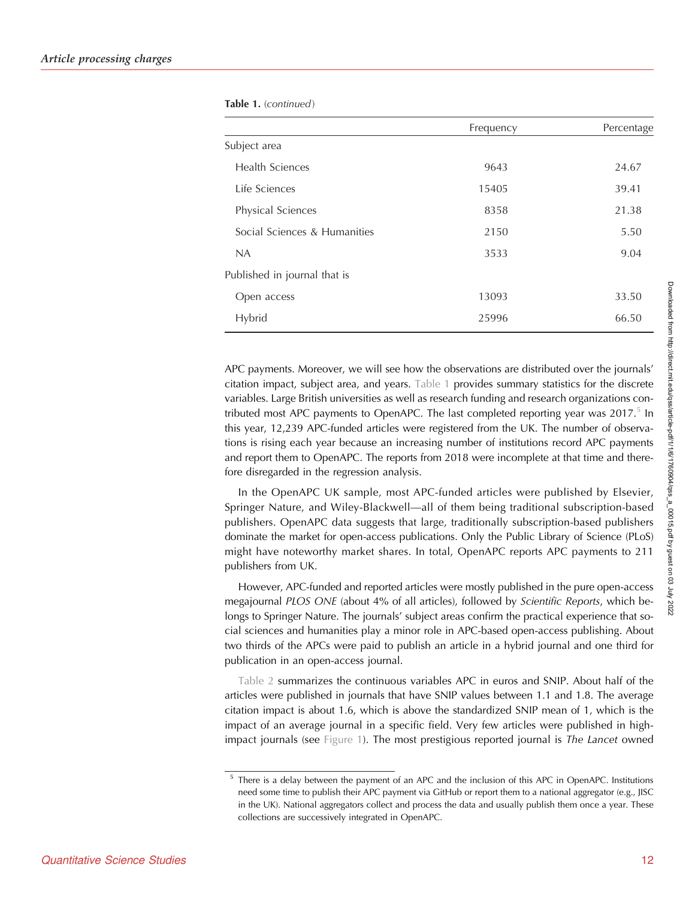**Table 1.** (*continued*)

| | Frequency | Percentage |
|---|---|---|
| Subject area | | |
| Health Sciences | 9643 | 24.67 |
| Life Sciences | 15405 | 39.41 |
| Physical Sciences | 8358 | 21.38 |
| Social Sciences & Humanities | 2150 | 5.50 |
| NA | 3533 | 9.04 |
| Published in journal that is | | |
| Open access | 13093 | 33.50 |
| Hybrid | 25996 | 66.50 |

APC payments. Moreover, we will see how the observations are distributed over the journals' citation impact, subject area, and years. Table 1 provides summary statistics for the discrete variables. Large British universities as well as research funding and research organizations contributed most APC payments to OpenAPC. The last completed reporting year was 2017.[5] In this year, 12,239 APC-funded articles were registered from the UK. The number of observations is rising each year because an increasing number of institutions record APC payments and report them to OpenAPC. The reports from 2018 were incomplete at that time and therefore disregarded in the regression analysis.

In the OpenAPC UK sample, most APC-funded articles were published by Elsevier, Springer Nature, and Wiley-Blackwell—all of them being traditional subscription-based publishers. OpenAPC data suggests that large, traditionally subscription-based publishers dominate the market for open-access publications. Only the Public Library of Science (PLoS) might have noteworthy market shares. In total, OpenAPC reports APC payments to 211 publishers from UK.

However, APC-funded and reported articles were mostly published in the pure open-access megajournal *PLOS ONE* (about 4% of all articles), followed by *Scientific Reports*, which belongs to Springer Nature. The journals' subject areas confirm the practical experience that social sciences and humanities play a minor role in APC-based open-access publishing. About two thirds of the APCs were paid to publish an article in a hybrid journal and one third for publication in an open-access journal.

Table 2 summarizes the continuous variables APC in euros and SNIP. About half of the articles were published in journals that have SNIP values between 1.1 and 1.8. The average citation impact is about 1.6, which is above the standardized SNIP mean of 1, which is the impact of an average journal in a specific field. Very few articles were published in high-impact journals (see Figure 1). The most prestigious reported journal is *The Lancet* owned

[5] There is a delay between the payment of an APC and the inclusion of this APC in OpenAPC. Institutions need some time to publish their APC payment via GitHub or report them to a national aggregator (e.g., JISC in the UK). National aggregators collect and process the data and usually publish them once a year. These collections are successively integrated in OpenAPC.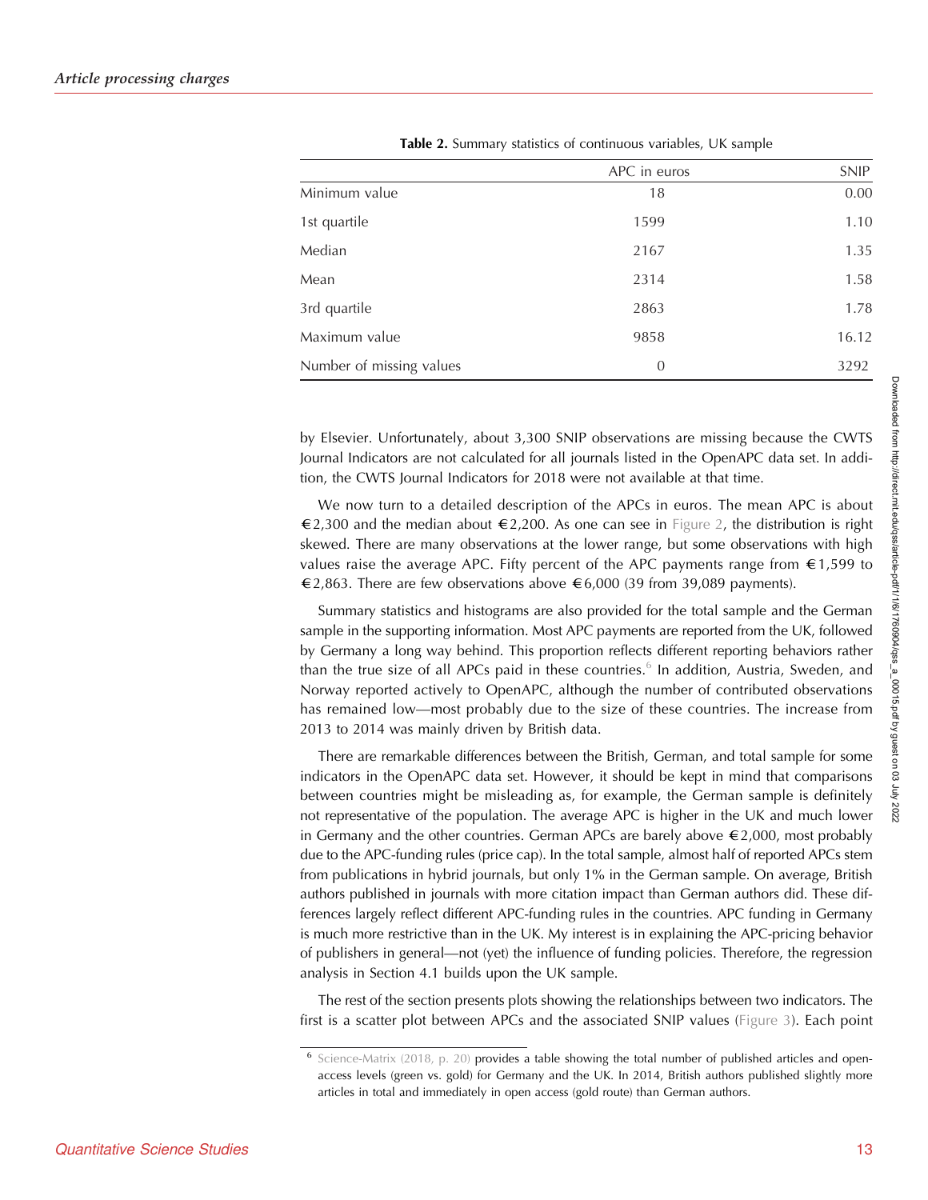**Table 2.** Summary statistics of continuous variables, UK sample

| | APC in euros | SNIP |
|---|---|---|
| Minimum value | 18 | 0.00 |
| 1st quartile | 1599 | 1.10 |
| Median | 2167 | 1.35 |
| Mean | 2314 | 1.58 |
| 3rd quartile | 2863 | 1.78 |
| Maximum value | 9858 | 16.12 |
| Number of missing values | 0 | 3292 |

by Elsevier. Unfortunately, about 3,300 SNIP observations are missing because the CWTS Journal Indicators are not calculated for all journals listed in the OpenAPC data set. In addition, the CWTS Journal Indicators for 2018 were not available at that time.

We now turn to a detailed description of the APCs in euros. The mean APC is about €2,300 and the median about €2,200. As one can see in Figure 2, the distribution is right skewed. There are many observations at the lower range, but some observations with high values raise the average APC. Fifty percent of the APC payments range from €1,599 to €2,863. There are few observations above €6,000 (39 from 39,089 payments).

Summary statistics and histograms are also provided for the total sample and the German sample in the supporting information. Most APC payments are reported from the UK, followed by Germany a long way behind. This proportion reflects different reporting behaviors rather than the true size of all APCs paid in these countries.[6] In addition, Austria, Sweden, and Norway reported actively to OpenAPC, although the number of contributed observations has remained low—most probably due to the size of these countries. The increase from 2013 to 2014 was mainly driven by British data.

There are remarkable differences between the British, German, and total sample for some indicators in the OpenAPC data set. However, it should be kept in mind that comparisons between countries might be misleading as, for example, the German sample is definitely not representative of the population. The average APC is higher in the UK and much lower in Germany and the other countries. German APCs are barely above €2,000, most probably due to the APC-funding rules (price cap). In the total sample, almost half of reported APCs stem from publications in hybrid journals, but only 1% in the German sample. On average, British authors published in journals with more citation impact than German authors did. These differences largely reflect different APC-funding rules in the countries. APC funding in Germany is much more restrictive than in the UK. My interest is in explaining the APC-pricing behavior of publishers in general—not (yet) the influence of funding policies. Therefore, the regression analysis in Section 4.1 builds upon the UK sample.

The rest of the section presents plots showing the relationships between two indicators. The first is a scatter plot between APCs and the associated SNIP values (Figure 3). Each point

[6] Science-Matrix (2018, p. 20) provides a table showing the total number of published articles and open-access levels (green vs. gold) for Germany and the UK. In 2014, British authors published slightly more articles in total and immediately in open access (gold route) than German authors.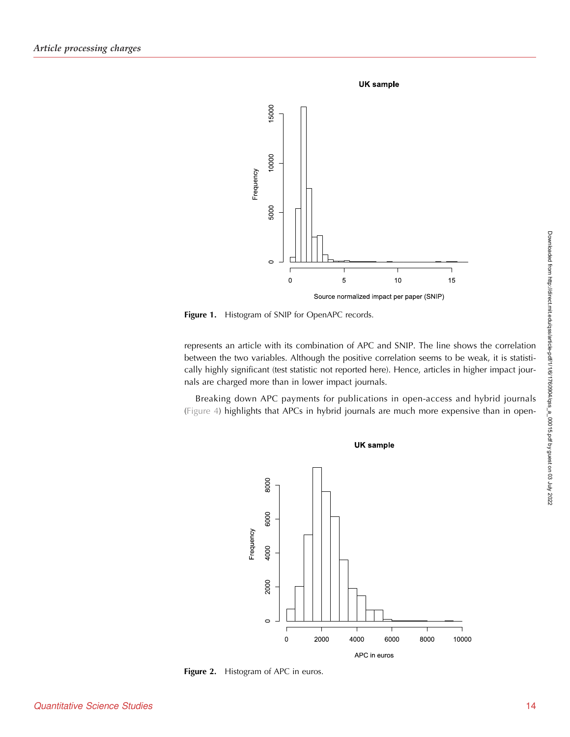**Figure 1.** Histogram of SNIP for OpenAPC records.

represents an article with its combination of APC and SNIP. The line shows the correlation between the two variables. Although the positive correlation seems to be weak, it is statistically highly significant (test statistic not reported here). Hence, articles in higher impact journals are charged more than in lower impact journals.

Breaking down APC payments for publications in open-access and hybrid journals (Figure 4) highlights that APCs in hybrid journals are much more expensive than in open-

**Figure 2.** Histogram of APC in euros.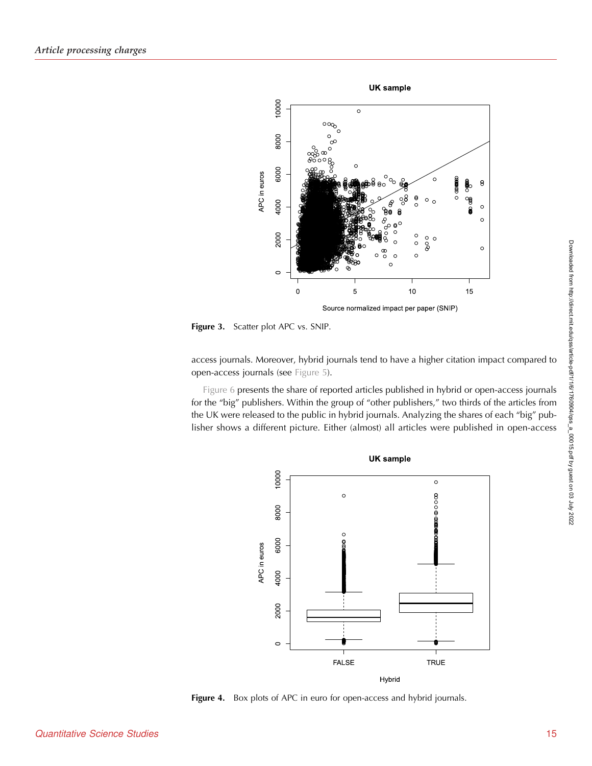Figure 3. Scatter plot APC vs. SNIP.

access journals. Moreover, hybrid journals tend to have a higher citation impact compared to open-access journals (see Figure 5).

Figure 6 presents the share of reported articles published in hybrid or open-access journals for the "big" publishers. Within the group of "other publishers," two thirds of the articles from the UK were released to the public in hybrid journals. Analyzing the shares of each "big" publisher shows a different picture. Either (almost) all articles were published in open-access

Figure 4. Box plots of APC in euro for open-access and hybrid journals.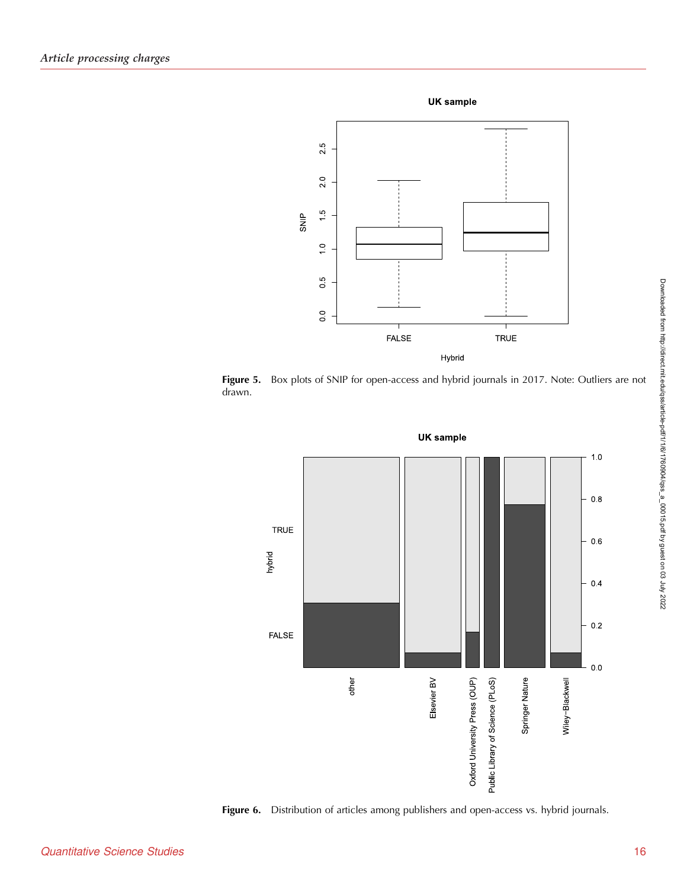Figure 5. Box plots of SNIP for open-access and hybrid journals in 2017. Note: Outliers are not drawn.

Figure 6. Distribution of articles among publishers and open-access vs. hybrid journals.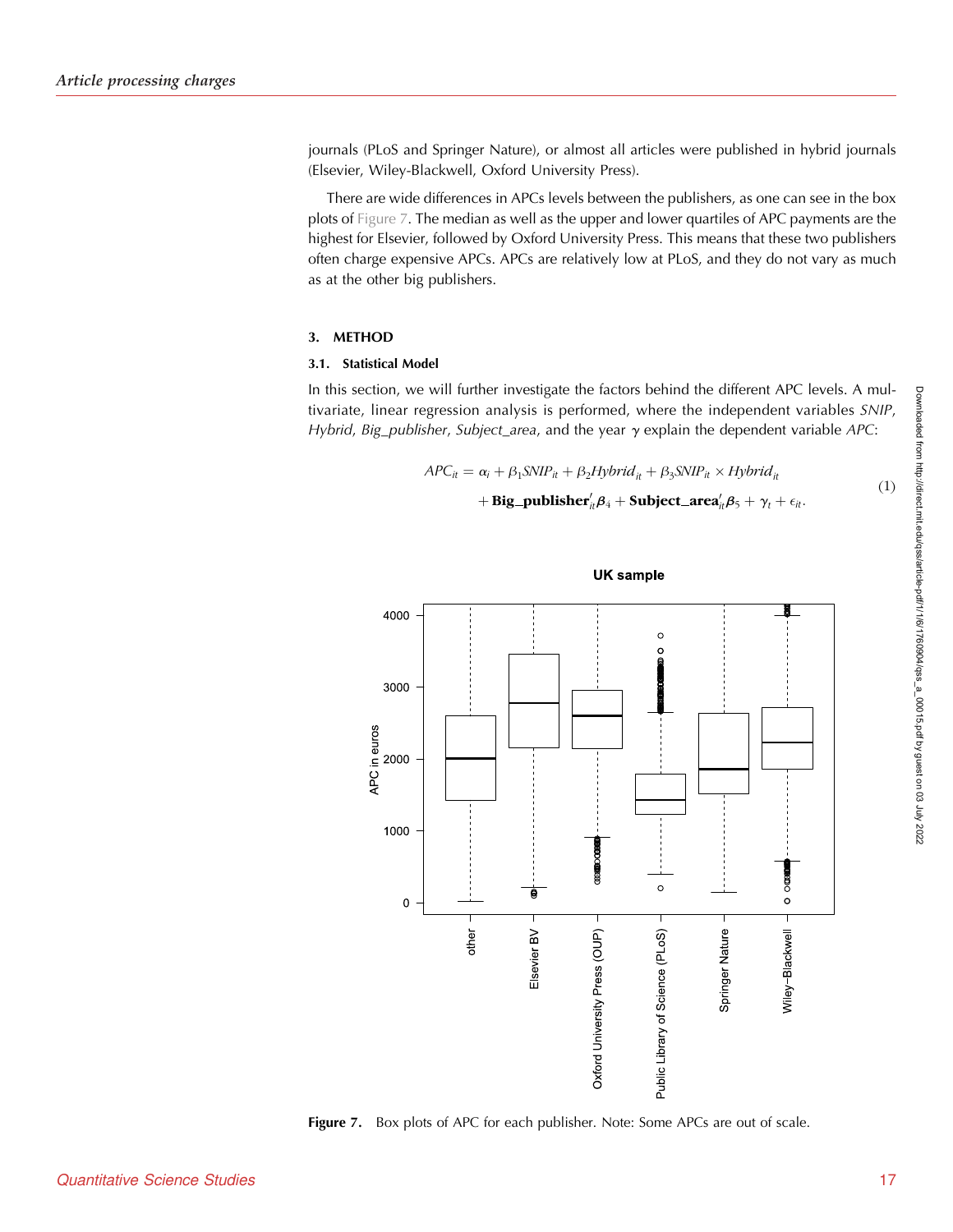journals (PLoS and Springer Nature), or almost all articles were published in hybrid journals (Elsevier, Wiley-Blackwell, Oxford University Press).

There are wide differences in APCs levels between the publishers, as one can see in the box plots of Figure 7. The median as well as the upper and lower quartiles of APC payments are the highest for Elsevier, followed by Oxford University Press. This means that these two publishers often charge expensive APCs. APCs are relatively low at PLoS, and they do not vary as much as at the other big publishers.

## 3. METHOD

### 3.1. Statistical Model

In this section, we will further investigate the factors behind the different APC levels. A multivariate, linear regression analysis is performed, where the independent variables *SNIP*, *Hybrid*, *Big_publisher*, *Subject_area*, and the year $\gamma$ explain the dependent variable *APC*:

$$APC_{it} = \alpha_i + \beta_1 SNIP_{it} + \beta_2 Hybrid_{it} + \beta_3 SNIP_{it} \times Hybrid_{it} + \mathbf{Big\_publisher}'_{it}\boldsymbol{\beta}_4 + \mathbf{Subject\_area}'_{it}\boldsymbol{\beta}_5 + \gamma_t + \epsilon_{it}. \tag{1}$$

Figure 7. Box plots of APC for each publisher. Note: Some APCs are out of scale.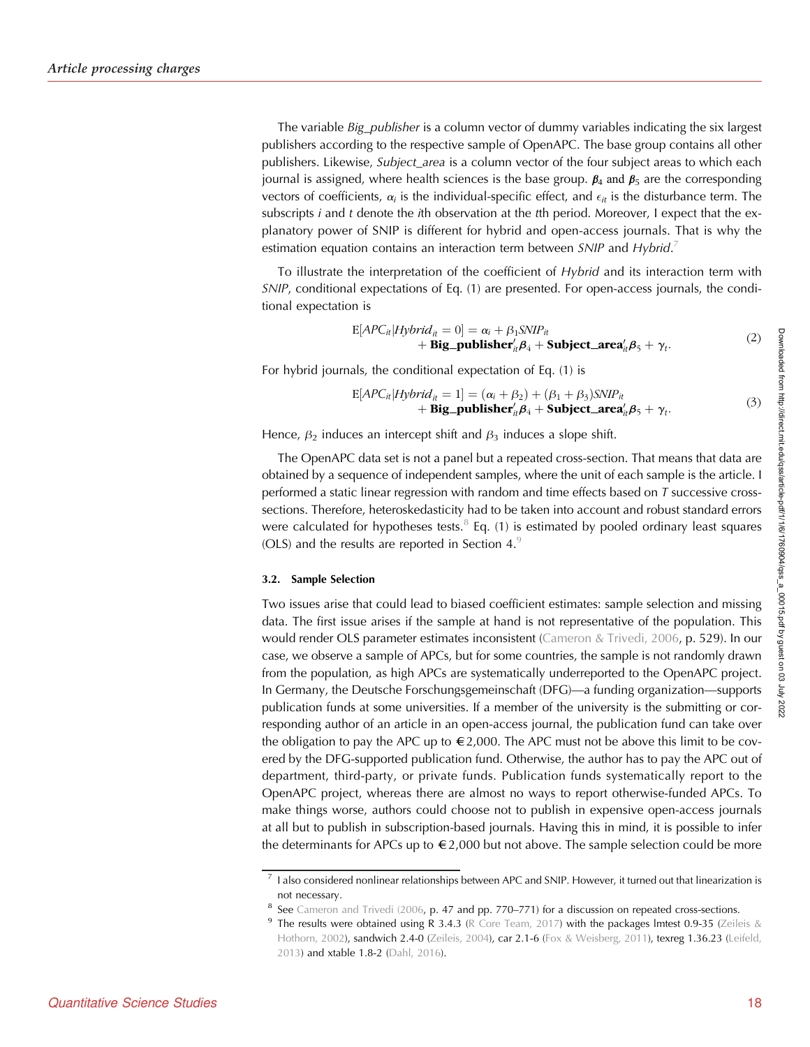The variable *Big_publisher* is a column vector of dummy variables indicating the six largest publishers according to the respective sample of OpenAPC. The base group contains all other publishers. Likewise, *Subject_area* is a column vector of the four subject areas to which each journal is assigned, where health sciences is the base group. $\boldsymbol{\beta}_4$ and $\boldsymbol{\beta}_5$ are the corresponding vectors of coefficients, $\alpha_i$ is the individual-specific effect, and $\epsilon_{it}$ is the disturbance term. The subscripts $i$ and $t$ denote the $i$th observation at the $t$th period. Moreover, I expect that the explanatory power of SNIP is different for hybrid and open-access journals. That is why the estimation equation contains an interaction term between *SNIP* and *Hybrid*.[7]

To illustrate the interpretation of the coefficient of *Hybrid* and its interaction term with *SNIP*, conditional expectations of Eq. (1) are presented. For open-access journals, the conditional expectation is

$$
\begin{aligned}
\mathrm{E}[APC_{it} | Hybrid_{it} = 0] = \alpha_i &+ \beta_1 SNIP_{it} \\
&+ \mathbf{Big\_publisher}'_{it}\boldsymbol{\beta}_4 + \mathbf{Subject\_area}'_{it}\boldsymbol{\beta}_5 + \gamma_t.
\end{aligned}
\tag{2}
$$

For hybrid journals, the conditional expectation of Eq. (1) is

$$
\begin{aligned}
\mathrm{E}[APC_{it} | Hybrid_{it} = 1] = (\alpha_i + \beta_2) &+ (\beta_1 + \beta_3) SNIP_{it} \\
&+ \mathbf{Big\_publisher}'_{it}\boldsymbol{\beta}_4 + \mathbf{Subject\_area}'_{it}\boldsymbol{\beta}_5 + \gamma_t.
\end{aligned}
\tag{3}
$$

Hence, $\beta_2$ induces an intercept shift and $\beta_3$ induces a slope shift.

The OpenAPC data set is not a panel but a repeated cross-section. That means that data are obtained by a sequence of independent samples, where the unit of each sample is the article. I performed a static linear regression with random and time effects based on $T$ successive cross-sections. Therefore, heteroskedasticity had to be taken into account and robust standard errors were calculated for hypotheses tests.[8] Eq. (1) is estimated by pooled ordinary least squares (OLS) and the results are reported in Section 4.[9]

#### 3.2. Sample Selection

Two issues arise that could lead to biased coefficient estimates: sample selection and missing data. The first issue arises if the sample at hand is not representative of the population. This would render OLS parameter estimates inconsistent (Cameron & Trivedi, 2006, p. 529). In our case, we observe a sample of APCs, but for some countries, the sample is not randomly drawn from the population, as high APCs are systematically underreported to the OpenAPC project. In Germany, the Deutsche Forschungsgemeinschaft (DFG)—a funding organization—supports publication funds at some universities. If a member of the university is the submitting or corresponding author of an article in an open-access journal, the publication fund can take over the obligation to pay the APC up to €2,000. The APC must not be above this limit to be covered by the DFG-supported publication fund. Otherwise, the author has to pay the APC out of department, third-party, or private funds. Publication funds systematically report to the OpenAPC project, whereas there are almost no ways to report otherwise-funded APCs. To make things worse, authors could choose not to publish in expensive open-access journals at all but to publish in subscription-based journals. Having this in mind, it is possible to infer the determinants for APCs up to €2,000 but not above. The sample selection could be more

---

[7] I also considered nonlinear relationships between APC and SNIP. However, it turned out that linearization is not necessary.

[8] See Cameron and Trivedi (2006, p. 47 and pp. 770–771) for a discussion on repeated cross-sections.

[9] The results were obtained using R 3.4.3 (R Core Team, 2017) with the packages lmtest 0.9-35 (Zeileis & Hothorn, 2002), sandwich 2.4-0 (Zeileis, 2004), car 2.1-6 (Fox & Weisberg, 2011), texreg 1.36.23 (Leifeld, 2013) and xtable 1.8-2 (Dahl, 2016).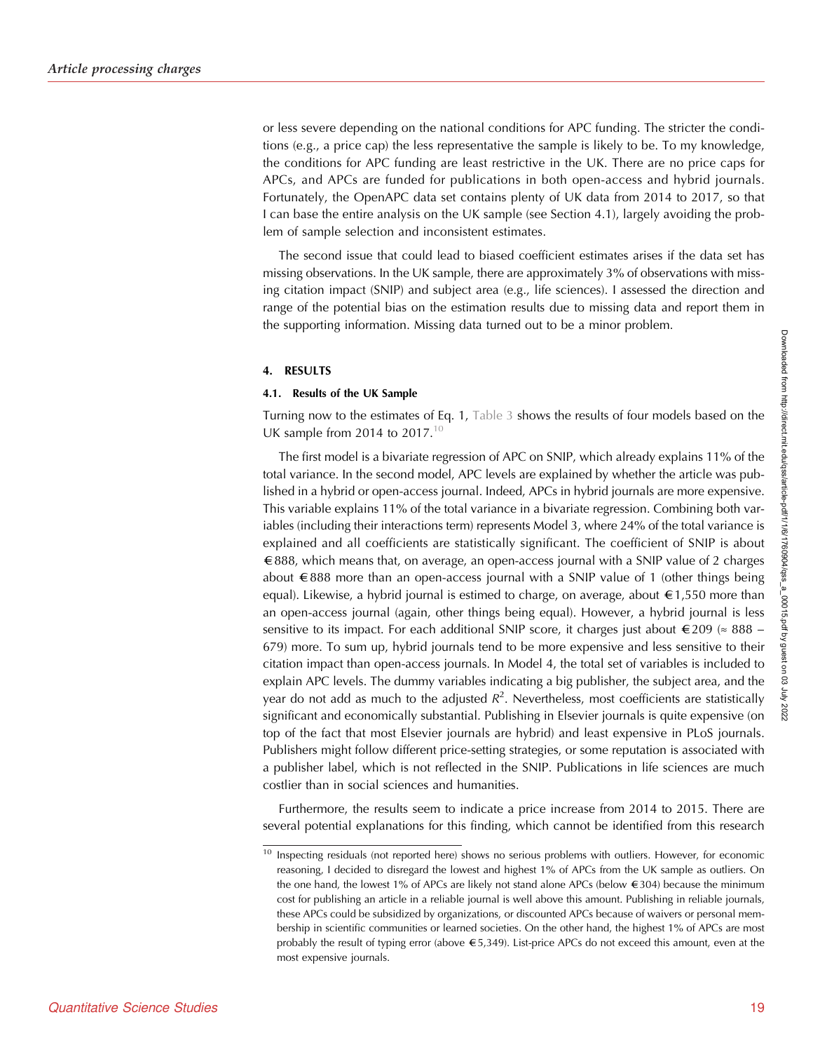or less severe depending on the national conditions for APC funding. The stricter the conditions (e.g., a price cap) the less representative the sample is likely to be. To my knowledge, the conditions for APC funding are least restrictive in the UK. There are no price caps for APCs, and APCs are funded for publications in both open-access and hybrid journals. Fortunately, the OpenAPC data set contains plenty of UK data from 2014 to 2017, so that I can base the entire analysis on the UK sample (see Section 4.1), largely avoiding the problem of sample selection and inconsistent estimates.

The second issue that could lead to biased coefficient estimates arises if the data set has missing observations. In the UK sample, there are approximately 3% of observations with missing citation impact (SNIP) and subject area (e.g., life sciences). I assessed the direction and range of the potential bias on the estimation results due to missing data and report them in the supporting information. Missing data turned out to be a minor problem.

## 4. RESULTS

### 4.1. Results of the UK Sample

Turning now to the estimates of Eq. 1, Table 3 shows the results of four models based on the UK sample from 2014 to 2017.[10]

The first model is a bivariate regression of APC on SNIP, which already explains 11% of the total variance. In the second model, APC levels are explained by whether the article was published in a hybrid or open-access journal. Indeed, APCs in hybrid journals are more expensive. This variable explains 11% of the total variance in a bivariate regression. Combining both variables (including their interactions term) represents Model 3, where 24% of the total variance is explained and all coefficients are statistically significant. The coefficient of SNIP is about €888, which means that, on average, an open-access journal with a SNIP value of 2 charges about €888 more than an open-access journal with a SNIP value of 1 (other things being equal). Likewise, a hybrid journal is estimated to charge, on average, about €1,550 more than an open-access journal (again, other things being equal). However, a hybrid journal is less sensitive to its impact. For each additional SNIP score, it charges just about €209 (≈ 888 − 679) more. To sum up, hybrid journals tend to be more expensive and less sensitive to their citation impact than open-access journals. In Model 4, the total set of variables is included to explain APC levels. The dummy variables indicating a big publisher, the subject area, and the year do not add as much to the adjusted $R^2$. Nevertheless, most coefficients are statistically significant and economically substantial. Publishing in Elsevier journals is quite expensive (on top of the fact that most Elsevier journals are hybrid) and least expensive in PLoS journals. Publishers might follow different price-setting strategies, or some reputation is associated with a publisher label, which is not reflected in the SNIP. Publications in life sciences are much costlier than in social sciences and humanities.

Furthermore, the results seem to indicate a price increase from 2014 to 2015. There are several potential explanations for this finding, which cannot be identified from this research

[10] Inspecting residuals (not reported here) shows no serious problems with outliers. However, for economic reasoning, I decided to disregard the lowest and highest 1% of APCs from the UK sample as outliers. On the one hand, the lowest 1% of APCs are likely not stand alone APCs (below €304) because the minimum cost for publishing an article in a reliable journal is well above this amount. Publishing in reliable journals, these APCs could be subsidized by organizations, or discounted APCs because of waivers or personal membership in scientific communities or learned societies. On the other hand, the highest 1% of APCs are most probably the result of typing error (above €5,349). List-price APCs do not exceed this amount, even at the most expensive journals.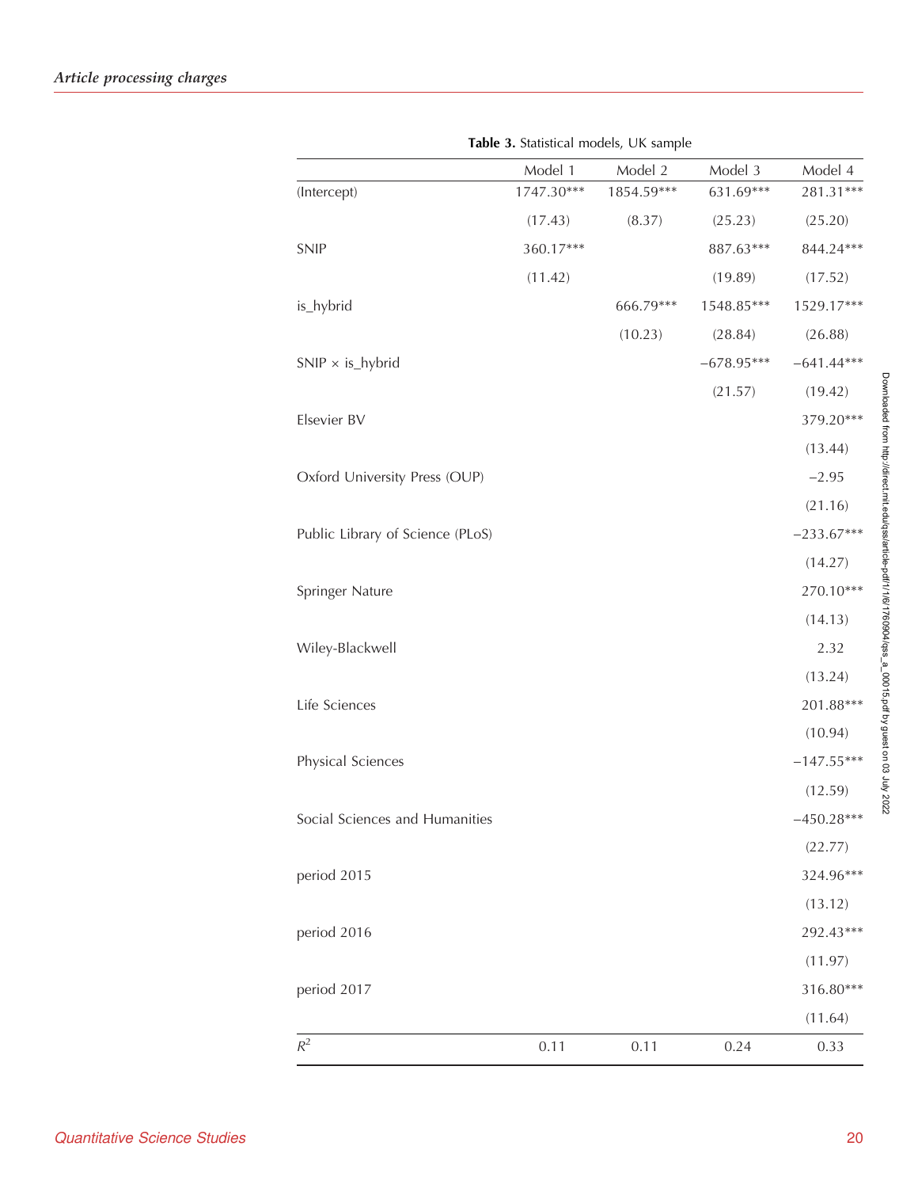**Table 3.** Statistical models, UK sample

| | Model 1 | Model 2 | Model 3 | Model 4 |
|---|---|---|---|---|
| (Intercept) | 1747.30*** | 1854.59*** | 631.69*** | 281.31*** |
| | (17.43) | (8.37) | (25.23) | (25.20) |
| SNIP | 360.17*** | | 887.63*** | 844.24*** |
| | (11.42) | | (19.89) | (17.52) |
| is_hybrid | | 666.79*** | 1548.85*** | 1529.17*** |
| | | (10.23) | (28.84) | (26.88) |
| SNIP × is_hybrid | | | −678.95*** | −641.44*** |
| | | | (21.57) | (19.42) |
| Elsevier BV | | | | 379.20*** |
| | | | | (13.44) |
| Oxford University Press (OUP) | | | | −2.95 |
| | | | | (21.16) |
| Public Library of Science (PLoS) | | | | −233.67*** |
| | | | | (14.27) |
| Springer Nature | | | | 270.10*** |
| | | | | (14.13) |
| Wiley-Blackwell | | | | 2.32 |
| | | | | (13.24) |
| Life Sciences | | | | 201.88*** |
| | | | | (10.94) |
| Physical Sciences | | | | −147.55*** |
| | | | | (12.59) |
| Social Sciences and Humanities | | | | −450.28*** |
| | | | | (22.77) |
| period 2015 | | | | 324.96*** |
| | | | | (13.12) |
| period 2016 | | | | 292.43*** |
| | | | | (11.97) |
| period 2017 | | | | 316.80*** |
| | | | | (11.64) |
| $R^2$ | 0.11 | 0.11 | 0.24 | 0.33 |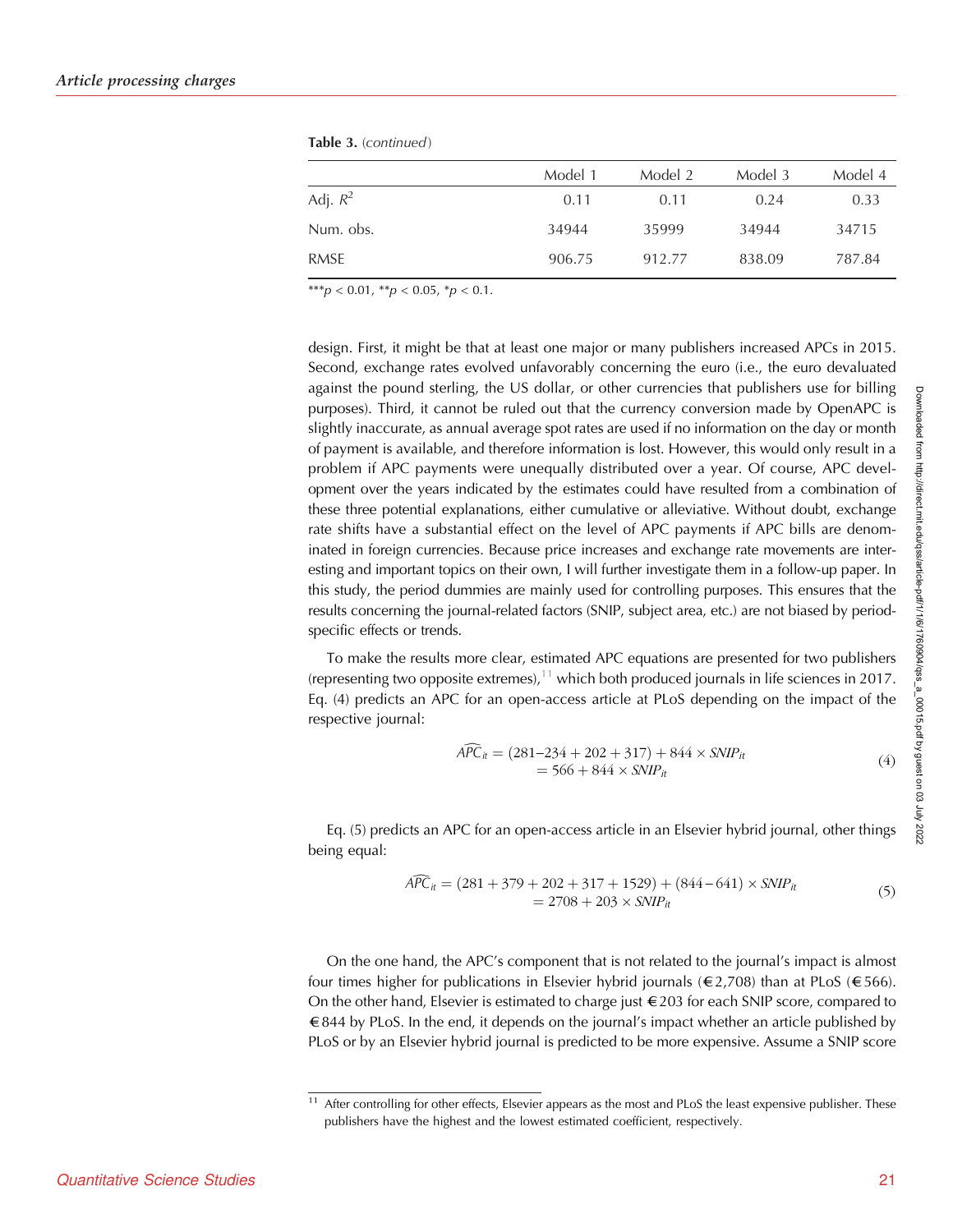**Table 3.** (*continued*)

| | Model 1 | Model 2 | Model 3 | Model 4 |
|---|---|---|---|---|
| Adj. $R^2$ | 0.11 | 0.11 | 0.24 | 0.33 |
| Num. obs. | 34944 | 35999 | 34944 | 34715 |
| RMSE | 906.75 | 912.77 | 838.09 | 787.84 |

$^{***}p < 0.01$, $^{**}p < 0.05$, $^{*}p < 0.1$.

design. First, it might be that at least one major or many publishers increased APCs in 2015. Second, exchange rates evolved unfavorably concerning the euro (i.e., the euro devaluated against the pound sterling, the US dollar, or other currencies that publishers use for billing purposes). Third, it cannot be ruled out that the currency conversion made by OpenAPC is slightly inaccurate, as annual average spot rates are used if no information on the day or month of payment is available, and therefore information is lost. However, this would only result in a problem if APC payments were unequally distributed over a year. Of course, APC development over the years indicated by the estimates could have resulted from a combination of these three potential explanations, either cumulative or alleviative. Without doubt, exchange rate shifts have a substantial effect on the level of APC payments if APC bills are denominated in foreign currencies. Because price increases and exchange rate movements are interesting and important topics on their own, I will further investigate them in a follow-up paper. In this study, the period dummies are mainly used for controlling purposes. This ensures that the results concerning the journal-related factors (SNIP, subject area, etc.) are not biased by period-specific effects or trends.

To make the results more clear, estimated APC equations are presented for two publishers (representing two opposite extremes),[11] which both produced journals in life sciences in 2017. Eq. (4) predicts an APC for an open-access article at PLoS depending on the impact of the respective journal:

$$\begin{aligned}\widehat{APC}_{it} &= (281 - 234 + 202 + 317) + 844 \times SNIP_{it} \\ &= 566 + 844 \times SNIP_{it}\end{aligned} \tag{4}$$

Eq. (5) predicts an APC for an open-access article in an Elsevier hybrid journal, other things being equal:

$$\begin{aligned}\widehat{APC}_{it} &= (281 + 379 + 202 + 317 + 1529) + (844 - 641) \times SNIP_{it} \\ &= 2708 + 203 \times SNIP_{it}\end{aligned} \tag{5}$$

On the one hand, the APC's component that is not related to the journal's impact is almost four times higher for publications in Elsevier hybrid journals (€2,708) than at PLoS (€566). On the other hand, Elsevier is estimated to charge just €203 for each SNIP score, compared to €844 by PLoS. In the end, it depends on the journal's impact whether an article published by PLoS or by an Elsevier hybrid journal is predicted to be more expensive. Assume a SNIP score

[11] After controlling for other effects, Elsevier appears as the most and PLoS the least expensive publisher. These publishers have the highest and the lowest estimated coefficient, respectively.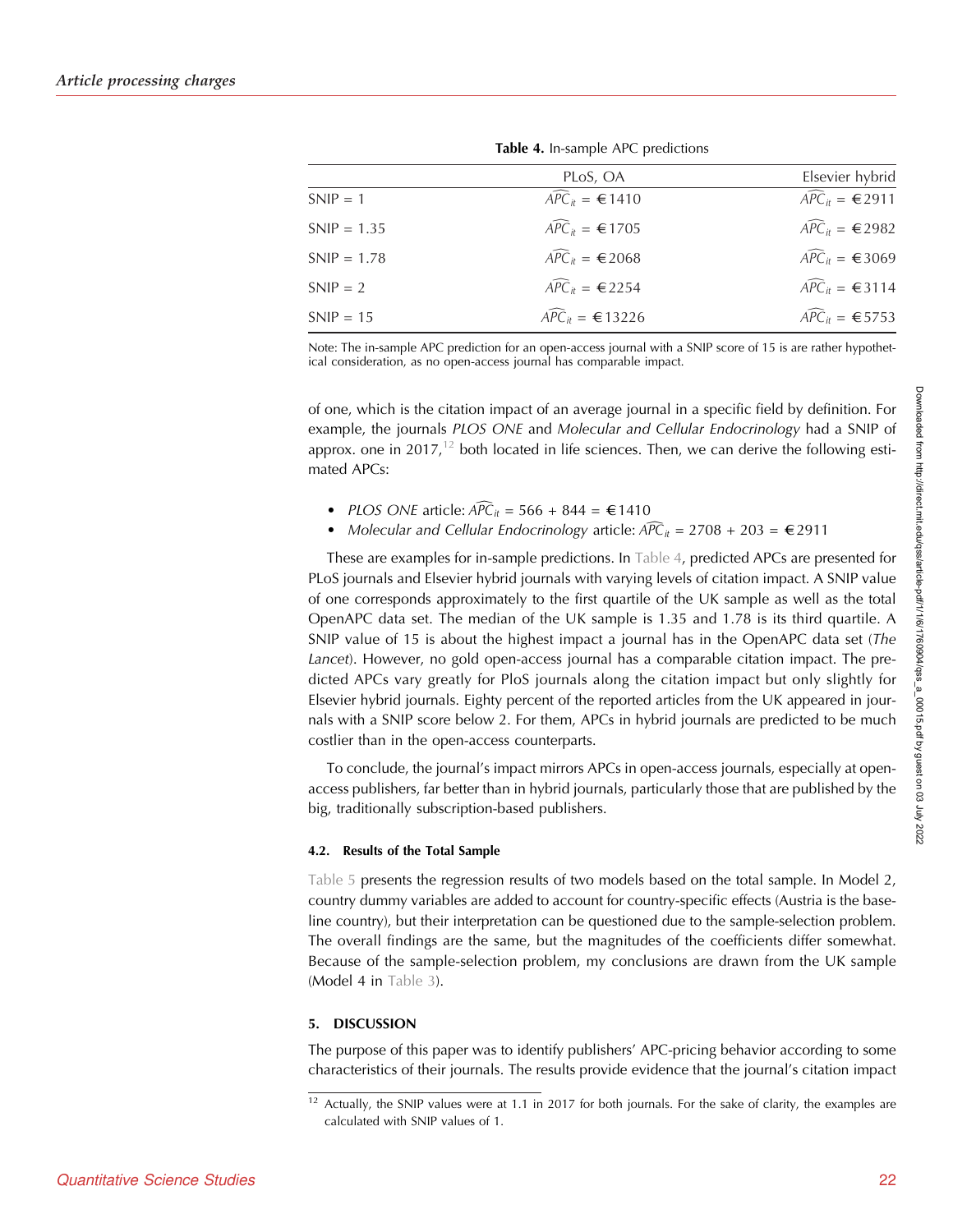**Table 4.** In-sample APC predictions

| | PLoS, OA | Elsevier hybrid |
|---|---|---|
| SNIP = 1 | $\widehat{APC}_{it}$ = €1410 | $\widehat{APC}_{it}$ = €2911 |
| SNIP = 1.35 | $\widehat{APC}_{it}$ = €1705 | $\widehat{APC}_{it}$ = €2982 |
| SNIP = 1.78 | $\widehat{APC}_{it}$ = €2068 | $\widehat{APC}_{it}$ = €3069 |
| SNIP = 2 | $\widehat{APC}_{it}$ = €2254 | $\widehat{APC}_{it}$ = €3114 |
| SNIP = 15 | $\widehat{APC}_{it}$ = €13226 | $\widehat{APC}_{it}$ = €5753 |

Note: The in-sample APC prediction for an open-access journal with a SNIP score of 15 is are rather hypothetical consideration, as no open-access journal has comparable impact.

of one, which is the citation impact of an average journal in a specific field by definition. For example, the journals *PLOS ONE* and *Molecular and Cellular Endocrinology* had a SNIP of approx. one in 2017,[12] both located in life sciences. Then, we can derive the following estimated APCs:

- *PLOS ONE* article: $\widehat{APC}_{it}$ = 566 + 844 = €1410
- *Molecular and Cellular Endocrinology* article: $\widehat{APC}_{it}$ = 2708 + 203 = €2911

These are examples for in-sample predictions. In Table 4, predicted APCs are presented for PLoS journals and Elsevier hybrid journals with varying levels of citation impact. A SNIP value of one corresponds approximately to the first quartile of the UK sample as well as the total OpenAPC data set. The median of the UK sample is 1.35 and 1.78 is its third quartile. A SNIP value of 15 is about the highest impact a journal has in the OpenAPC data set (*The Lancet*). However, no gold open-access journal has a comparable citation impact. The predicted APCs vary greatly for PloS journals along the citation impact but only slightly for Elsevier hybrid journals. Eighty percent of the reported articles from the UK appeared in journals with a SNIP score below 2. For them, APCs in hybrid journals are predicted to be much costlier than in the open-access counterparts.

To conclude, the journal's impact mirrors APCs in open-access journals, especially at open-access publishers, far better than in hybrid journals, particularly those that are published by the big, traditionally subscription-based publishers.

### 4.2. Results of the Total Sample

Table 5 presents the regression results of two models based on the total sample. In Model 2, country dummy variables are added to account for country-specific effects (Austria is the baseline country), but their interpretation can be questioned due to the sample-selection problem. The overall findings are the same, but the magnitudes of the coefficients differ somewhat. Because of the sample-selection problem, my conclusions are drawn from the UK sample (Model 4 in Table 3).

## 5. DISCUSSION

The purpose of this paper was to identify publishers' APC-pricing behavior according to some characteristics of their journals. The results provide evidence that the journal's citation impact

[12] Actually, the SNIP values were at 1.1 in 2017 for both journals. For the sake of clarity, the examples are calculated with SNIP values of 1.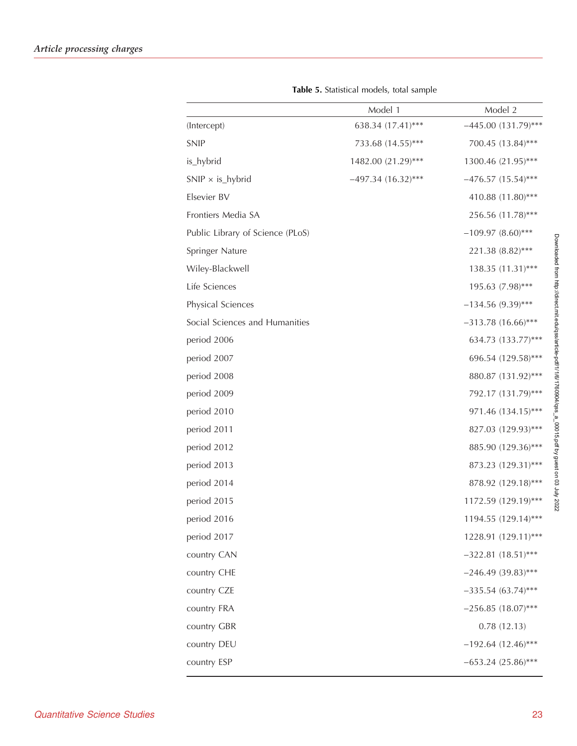**Table 5.** Statistical models, total sample

| | Model 1 | Model 2 |
|---|---|---|
| (Intercept) | 638.34 (17.41)*** | −445.00 (131.79)*** |
| SNIP | 733.68 (14.55)*** | 700.45 (13.84)*** |
| is_hybrid | 1482.00 (21.29)*** | 1300.46 (21.95)*** |
| SNIP × is_hybrid | −497.34 (16.32)*** | −476.57 (15.54)*** |
| Elsevier BV | | 410.88 (11.80)*** |
| Frontiers Media SA | | 256.56 (11.78)*** |
| Public Library of Science (PLoS) | | −109.97 (8.60)*** |
| Springer Nature | | 221.38 (8.82)*** |
| Wiley-Blackwell | | 138.35 (11.31)*** |
| Life Sciences | | 195.63 (7.98)*** |
| Physical Sciences | | −134.56 (9.39)*** |
| Social Sciences and Humanities | | −313.78 (16.66)*** |
| period 2006 | | 634.73 (133.77)*** |
| period 2007 | | 696.54 (129.58)*** |
| period 2008 | | 880.87 (131.92)*** |
| period 2009 | | 792.17 (131.79)*** |
| period 2010 | | 971.46 (134.15)*** |
| period 2011 | | 827.03 (129.93)*** |
| period 2012 | | 885.90 (129.36)*** |
| period 2013 | | 873.23 (129.31)*** |
| period 2014 | | 878.92 (129.18)*** |
| period 2015 | | 1172.59 (129.19)*** |
| period 2016 | | 1194.55 (129.14)*** |
| period 2017 | | 1228.91 (129.11)*** |
| country CAN | | −322.81 (18.51)*** |
| country CHE | | −246.49 (39.83)*** |
| country CZE | | −335.54 (63.74)*** |
| country FRA | | −256.85 (18.07)*** |
| country GBR | | 0.78 (12.13) |
| country DEU | | −192.64 (12.46)*** |
| country ESP | | −653.24 (25.86)*** |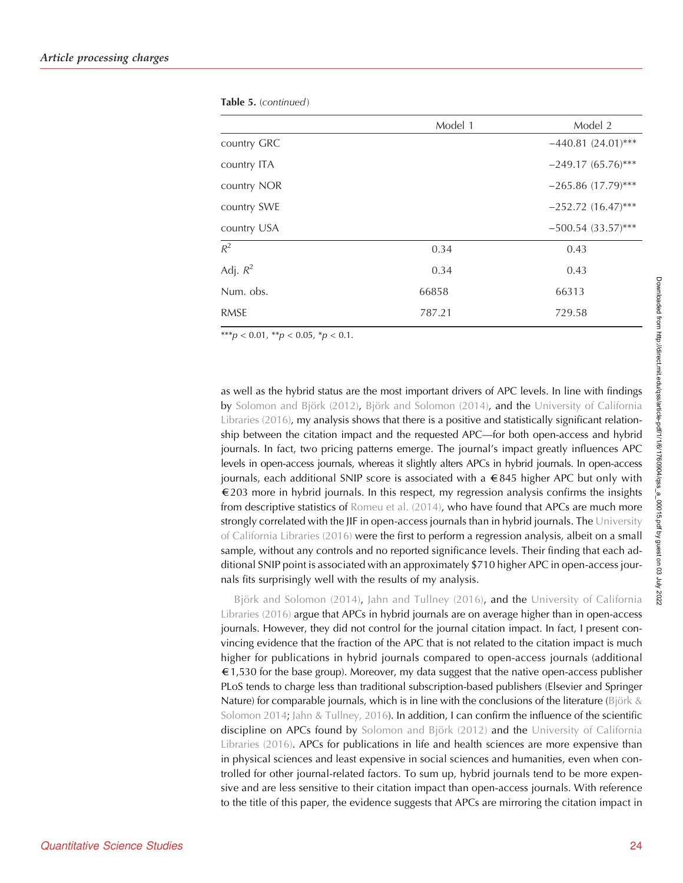**Table 5.** (*continued*)

| | Model 1 | Model 2 |
|---|---|---|
| country GRC | | −440.81 (24.01)*** |
| country ITA | | −249.17 (65.76)*** |
| country NOR | | −265.86 (17.79)*** |
| country SWE | | −252.72 (16.47)*** |
| country USA | | −500.54 (33.57)*** |
| $R^2$ | 0.34 | 0.43 |
| Adj. $R^2$ | 0.34 | 0.43 |
| Num. obs. | 66858 | 66313 |
| RMSE | 787.21 | 729.58 |

***$p < 0.01$, **$p < 0.05$, *$p < 0.1$.

as well as the hybrid status are the most important drivers of APC levels. In line with findings by Solomon and Björk (2012), Björk and Solomon (2014), and the University of California Libraries (2016), my analysis shows that there is a positive and statistically significant relationship between the citation impact and the requested APC—for both open-access and hybrid journals. In fact, two pricing patterns emerge. The journal's impact greatly influences APC levels in open-access journals, whereas it slightly alters APCs in hybrid journals. In open-access journals, each additional SNIP score is associated with a €845 higher APC but only with €203 more in hybrid journals. In this respect, my regression analysis confirms the insights from descriptive statistics of Romeu et al. (2014), who have found that APCs are much more strongly correlated with the JIF in open-access journals than in hybrid journals. The University of California Libraries (2016) were the first to perform a regression analysis, albeit on a small sample, without any controls and no reported significance levels. Their finding that each additional SNIP point is associated with an approximately $710 higher APC in open-access journals fits surprisingly well with the results of my analysis.

Björk and Solomon (2014), Jahn and Tullney (2016), and the University of California Libraries (2016) argue that APCs in hybrid journals are on average higher than in open-access journals. However, they did not control for the journal citation impact. In fact, I present convincing evidence that the fraction of the APC that is not related to the citation impact is much higher for publications in hybrid journals compared to open-access journals (additional €1,530 for the base group). Moreover, my data suggest that the native open-access publisher PLoS tends to charge less than traditional subscription-based publishers (Elsevier and Springer Nature) for comparable journals, which is in line with the conclusions of the literature (Björk & Solomon 2014; Jahn & Tullney, 2016). In addition, I can confirm the influence of the scientific discipline on APCs found by Solomon and Björk (2012) and the University of California Libraries (2016). APCs for publications in life and health sciences are more expensive than in physical sciences and least expensive in social sciences and humanities, even when controlled for other journal-related factors. To sum up, hybrid journals tend to be more expensive and are less sensitive to their citation impact than open-access journals. With reference to the title of this paper, the evidence suggests that APCs are mirroring the citation impact in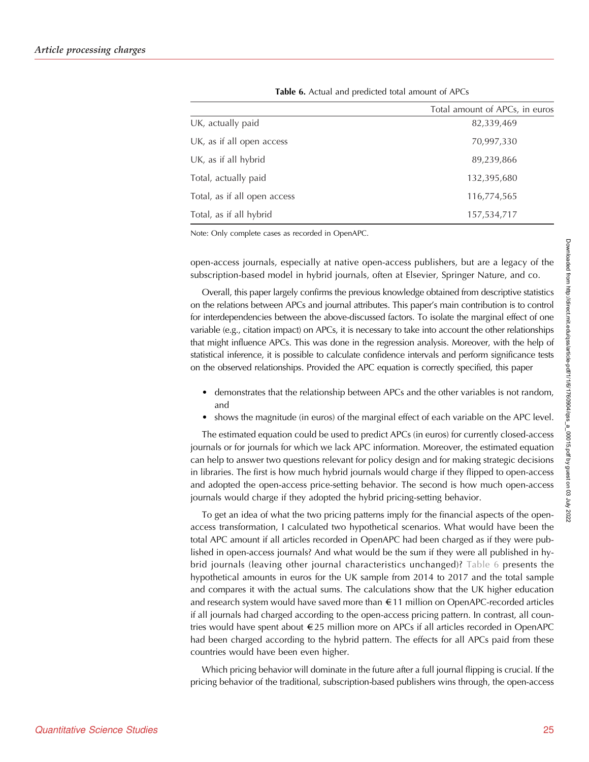**Table 6.** Actual and predicted total amount of APCs

| | Total amount of APCs, in euros |
|---|---|
| UK, actually paid | 82,339,469 |
| UK, as if all open access | 70,997,330 |
| UK, as if all hybrid | 89,239,866 |
| Total, actually paid | 132,395,680 |
| Total, as if all open access | 116,774,565 |
| Total, as if all hybrid | 157,534,717 |

Note: Only complete cases as recorded in OpenAPC.

open-access journals, especially at native open-access publishers, but are a legacy of the subscription-based model in hybrid journals, often at Elsevier, Springer Nature, and co.

Overall, this paper largely confirms the previous knowledge obtained from descriptive statistics on the relations between APCs and journal attributes. This paper's main contribution is to control for interdependencies between the above-discussed factors. To isolate the marginal effect of one variable (e.g., citation impact) on APCs, it is necessary to take into account the other relationships that might influence APCs. This was done in the regression analysis. Moreover, with the help of statistical inference, it is possible to calculate confidence intervals and perform significance tests on the observed relationships. Provided the APC equation is correctly specified, this paper

- demonstrates that the relationship between APCs and the other variables is not random, and
- shows the magnitude (in euros) of the marginal effect of each variable on the APC level.

The estimated equation could be used to predict APCs (in euros) for currently closed-access journals or for journals for which we lack APC information. Moreover, the estimated equation can help to answer two questions relevant for policy design and for making strategic decisions in libraries. The first is how much hybrid journals would charge if they flipped to open-access and adopted the open-access price-setting behavior. The second is how much open-access journals would charge if they adopted the hybrid pricing-setting behavior.

To get an idea of what the two pricing patterns imply for the financial aspects of the open-access transformation, I calculated two hypothetical scenarios. What would have been the total APC amount if all articles recorded in OpenAPC had been charged as if they were published in open-access journals? And what would be the sum if they were all published in hybrid journals (leaving other journal characteristics unchanged)? Table 6 presents the hypothetical amounts in euros for the UK sample from 2014 to 2017 and the total sample and compares it with the actual sums. The calculations show that the UK higher education and research system would have saved more than €11 million on OpenAPC-recorded articles if all journals had charged according to the open-access pricing pattern. In contrast, all countries would have spent about €25 million more on APCs if all articles recorded in OpenAPC had been charged according to the hybrid pattern. The effects for all APCs paid from these countries would have been even higher.

Which pricing behavior will dominate in the future after a full journal flipping is crucial. If the pricing behavior of the traditional, subscription-based publishers wins through, the open-access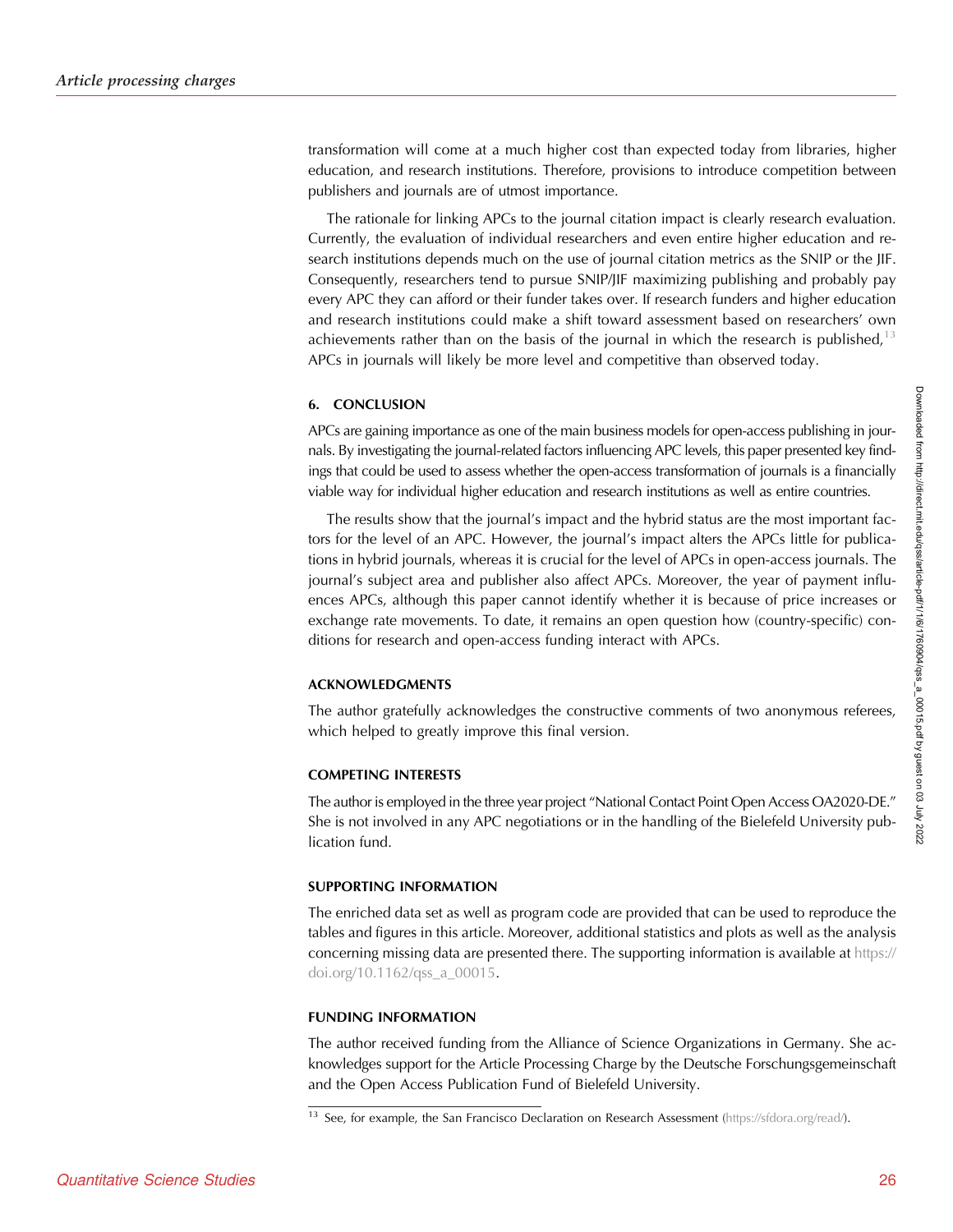transformation will come at a much higher cost than expected today from libraries, higher education, and research institutions. Therefore, provisions to introduce competition between publishers and journals are of utmost importance.

The rationale for linking APCs to the journal citation impact is clearly research evaluation. Currently, the evaluation of individual researchers and even entire higher education and research institutions depends much on the use of journal citation metrics as the SNIP or the JIF. Consequently, researchers tend to pursue SNIP/JIF maximizing publishing and probably pay every APC they can afford or their funder takes over. If research funders and higher education and research institutions could make a shift toward assessment based on researchers' own achievements rather than on the basis of the journal in which the research is published,[13] APCs in journals will likely be more level and competitive than observed today.

## 6. CONCLUSION

APCs are gaining importance as one of the main business models for open-access publishing in journals. By investigating the journal-related factors influencing APC levels, this paper presented key findings that could be used to assess whether the open-access transformation of journals is a financially viable way for individual higher education and research institutions as well as entire countries.

The results show that the journal's impact and the hybrid status are the most important factors for the level of an APC. However, the journal's impact alters the APCs little for publications in hybrid journals, whereas it is crucial for the level of APCs in open-access journals. The journal's subject area and publisher also affect APCs. Moreover, the year of payment influences APCs, although this paper cannot identify whether it is because of price increases or exchange rate movements. To date, it remains an open question how (country-specific) conditions for research and open-access funding interact with APCs.

## ACKNOWLEDGMENTS

The author gratefully acknowledges the constructive comments of two anonymous referees, which helped to greatly improve this final version.

## COMPETING INTERESTS

The author is employed in the three year project "National Contact Point Open Access OA2020-DE." She is not involved in any APC negotiations or in the handling of the Bielefeld University publication fund.

## SUPPORTING INFORMATION

The enriched data set as well as program code are provided that can be used to reproduce the tables and figures in this article. Moreover, additional statistics and plots as well as the analysis concerning missing data are presented there. The supporting information is available at https://doi.org/10.1162/qss_a_00015.

## FUNDING INFORMATION

The author received funding from the Alliance of Science Organizations in Germany. She acknowledges support for the Article Processing Charge by the Deutsche Forschungsgemeinschaft and the Open Access Publication Fund of Bielefeld University.

---

[13] See, for example, the San Francisco Declaration on Research Assessment (https://sfdora.org/read/).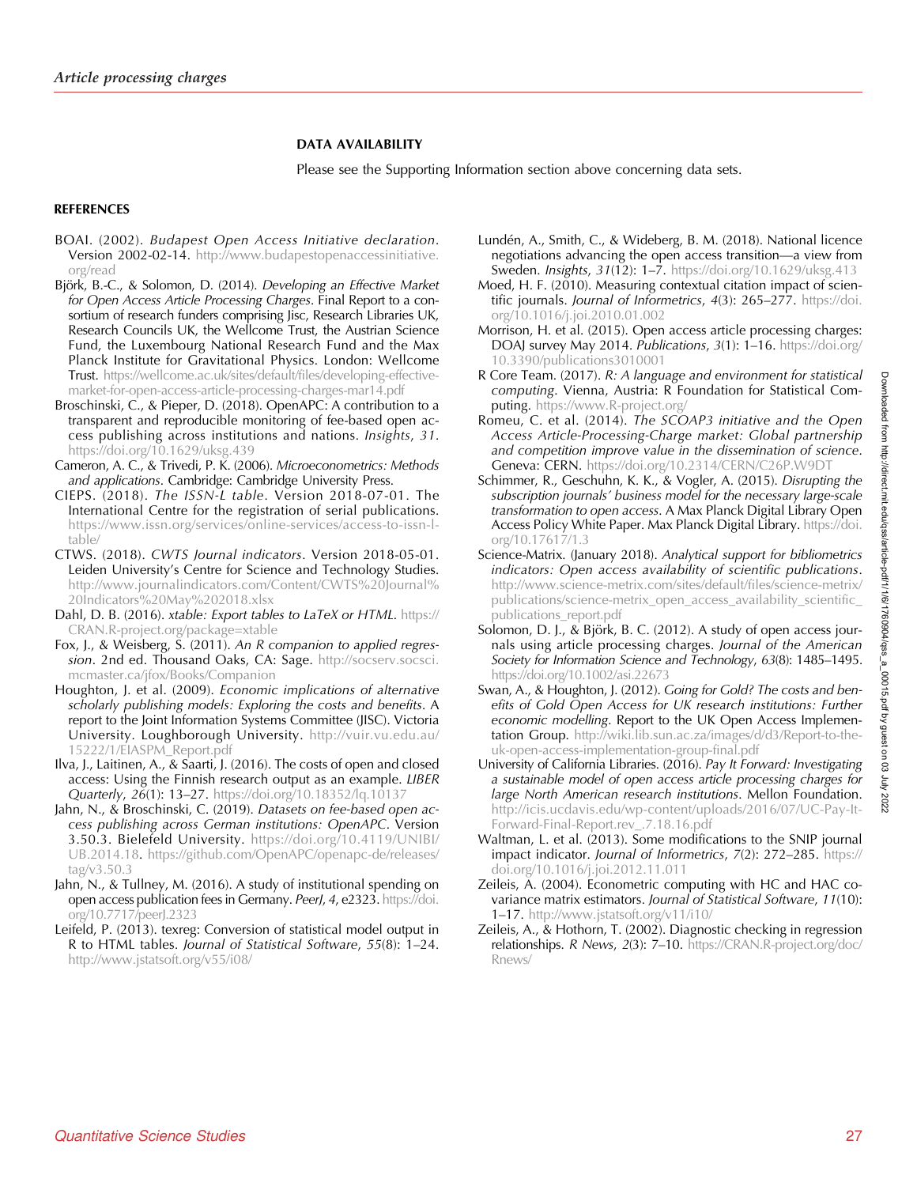## DATA AVAILABILITY

Please see the Supporting Information section above concerning data sets.

## REFERENCES

BOAI. (2002). *Budapest Open Access Initiative declaration*. Version 2002-02-14. http://www.budapestopenaccessinitiative.org/read

Björk, B.-C., & Solomon, D. (2014). *Developing an Effective Market for Open Access Article Processing Charges*. Final Report to a consortium of research funders comprising Jisc, Research Libraries UK, Research Councils UK, the Wellcome Trust, the Austrian Science Fund, the Luxembourg National Research Fund and the Max Planck Institute for Gravitational Physics. London: Wellcome Trust. https://wellcome.ac.uk/sites/default/files/developing-effective-market-for-open-access-article-processing-charges-mar14.pdf

Broschinski, C., & Pieper, D. (2018). OpenAPC: A contribution to a transparent and reproducible monitoring of fee-based open access publishing across institutions and nations. *Insights*, *31*. https://doi.org/10.1629/uksg.439

Cameron, A. C., & Trivedi, P. K. (2006). *Microeconometrics: Methods and applications*. Cambridge: Cambridge University Press.

CIEPS. (2018). *The ISSN-L table*. Version 2018-07-01. The International Centre for the registration of serial publications. https://www.issn.org/services/online-services/access-to-issn-l-table/

CTWS. (2018). *CWTS Journal indicators*. Version 2018-05-01. Leiden University's Centre for Science and Technology Studies. http://www.journalindicators.com/Content/CWTS%20Journal%20Indicators%20May%202018.xlsx

Dahl, D. B. (2016). *xtable: Export tables to LaTeX or HTML*. https://CRAN.R-project.org/package=xtable

Fox, J., & Weisberg, S. (2011). *An R companion to applied regression*. 2nd ed. Thousand Oaks, CA: Sage. http://socserv.socsci.mcmaster.ca/jfox/Books/Companion

Houghton, J. et al. (2009). *Economic implications of alternative scholarly publishing models: Exploring the costs and benefits*. A report to the Joint Information Systems Committee (JISC). Victoria University. Loughborough University. http://vuir.vu.edu.au/15222/1/EIASPM_Report.pdf

Ilva, J., Laitinen, A., & Saarti, J. (2016). The costs of open and closed access: Using the Finnish research output as an example. *LIBER Quarterly*, *26*(1): 13–27. https://doi.org/10.18352/lq.10137

Jahn, N., & Broschinski, C. (2019). *Datasets on fee-based open access publishing across German institutions: OpenAPC*. Version 3.50.3. Bielefeld University. https://doi.org/10.4119/UNIBI/UB.2014.18. https://github.com/OpenAPC/openapc-de/releases/tag/v3.50.3

Jahn, N., & Tullney, M. (2016). A study of institutional spending on open access publication fees in Germany. *PeerJ*, *4*, e2323. https://doi.org/10.7717/peerJ.2323

Leifeld, P. (2013). texreg: Conversion of statistical model output in R to HTML tables. *Journal of Statistical Software*, *55*(8): 1–24. http://www.jstatsoft.org/v55/i08/

Lundén, A., Smith, C., & Wideberg, B. M. (2018). National licence negotiations advancing the open access transition—a view from Sweden. *Insights*, *31*(12): 1–7. https://doi.org/10.1629/uksg.413

Moed, H. F. (2010). Measuring contextual citation impact of scientific journals. *Journal of Informetrics*, *4*(3): 265–277. https://doi.org/10.1016/j.joi.2010.01.002

Morrison, H. et al. (2015). Open access article processing charges: DOAJ survey May 2014. *Publications*, *3*(1): 1–16. https://doi.org/10.3390/publications3010001

R Core Team. (2017). *R: A language and environment for statistical computing*. Vienna, Austria: R Foundation for Statistical Computing. https://www.R-project.org/

Romeu, C. et al. (2014). *The SCOAP3 initiative and the Open Access Article-Processing-Charge market: Global partnership and competition improve value in the dissemination of science*. Geneva: CERN. https://doi.org/10.2314/CERN/C26P.W9DT

Schimmer, R., Geschuhn, K. K., & Vogler, A. (2015). *Disrupting the subscription journals' business model for the necessary large-scale transformation to open access*. A Max Planck Digital Library Open Access Policy White Paper. Max Planck Digital Library. https://doi.org/10.17617/1.3

Science-Matrix. (January 2018). *Analytical support for bibliometrics indicators: Open access availability of scientific publications*. http://www.science-metrix.com/sites/default/files/science-metrix/publications/science-metrix_open_access_availability_scientific_publications_report.pdf

Solomon, D. J., & Björk, B. C. (2012). A study of open access journals using article processing charges. *Journal of the American Society for Information Science and Technology*, *63*(8): 1485–1495. https://doi.org/10.1002/asi.22673

Swan, A., & Houghton, J. (2012). *Going for Gold? The costs and benefits of Gold Open Access for UK research institutions: Further economic modelling*. Report to the UK Open Access Implementation Group. http://wiki.lib.sun.ac.za/images/d/d3/Report-to-the-uk-open-access-implementation-group-final.pdf

University of California Libraries. (2016). *Pay It Forward: Investigating a sustainable model of open access article processing charges for large North American research institutions*. Mellon Foundation. http://icis.ucdavis.edu/wp-content/uploads/2016/07/UC-Pay-It-Forward-Final-Report.rev_.7.18.16.pdf

Waltman, L. et al. (2013). Some modifications to the SNIP journal impact indicator. *Journal of Informetrics*, *7*(2): 272–285. https://doi.org/10.1016/j.joi.2012.11.011

Zeileis, A. (2004). Econometric computing with HC and HAC covariance matrix estimators. *Journal of Statistical Software*, *11*(10): 1–17. http://www.jstatsoft.org/v11/i10/

Zeileis, A., & Hothorn, T. (2002). Diagnostic checking in regression relationships. *R News*, *2*(3): 7–10. https://CRAN.R-project.org/doc/Rnews/